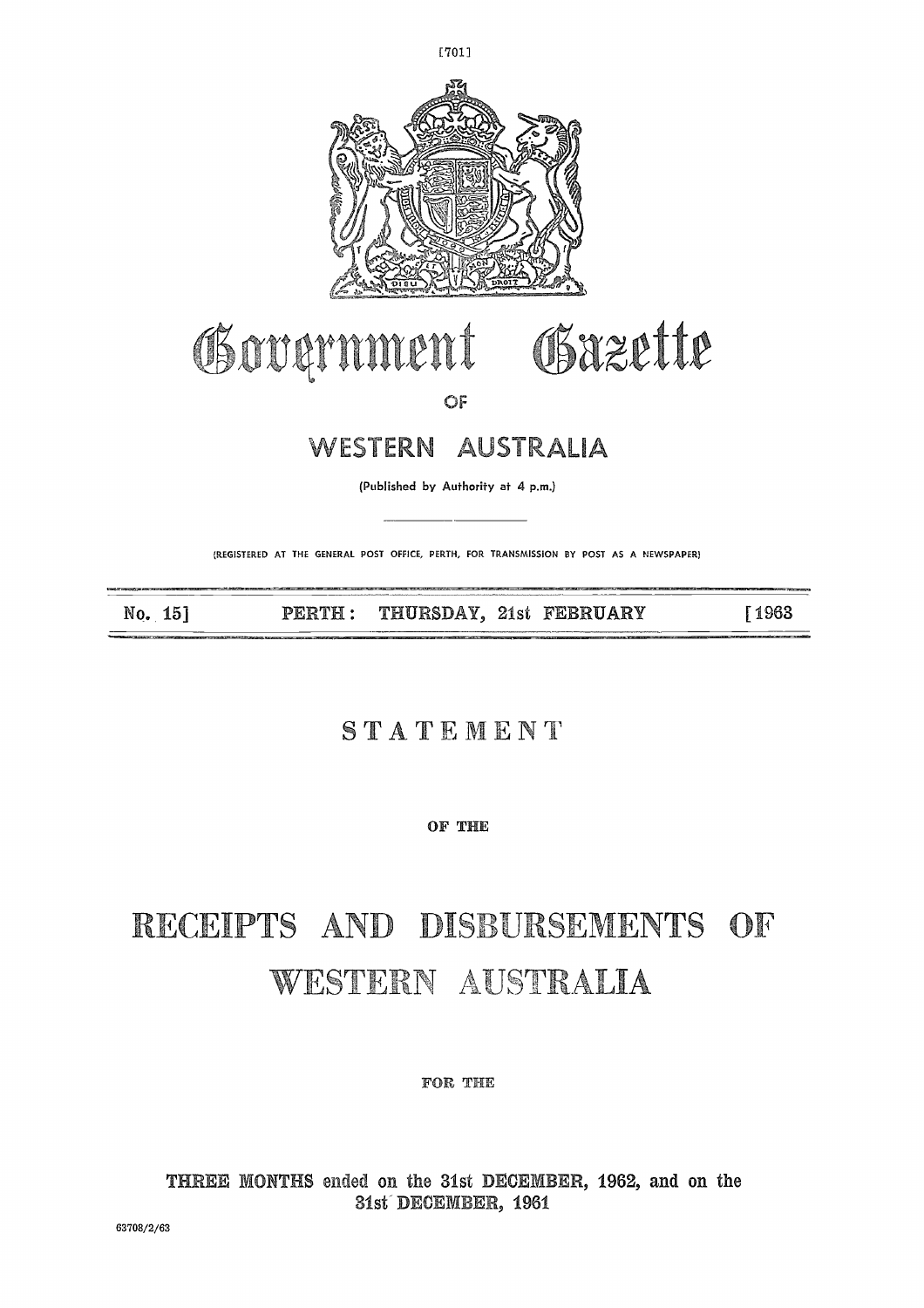# Government Gazette

OF

# WESTERN AUSTRALIA

(Published by Authority at 4 p.m.)

(REGISTERED AT THE GENERAL POST OFFICE, PERTH, FOR TRANSMISSION BY POST AS A NEWSPAPER)

No. 15] PERTH: THURSDAY, 21st FEBRUARY [1963

## STATEMENT

OF THE

# RECEIPTS AND DISBURSEMENTS OF WESTERN AUSTRALIA

FOR THE

THREE MONTHS ended on the 31st DECEMBER, 1962, and on the 31st DECEMBER, 1961

63708/2/63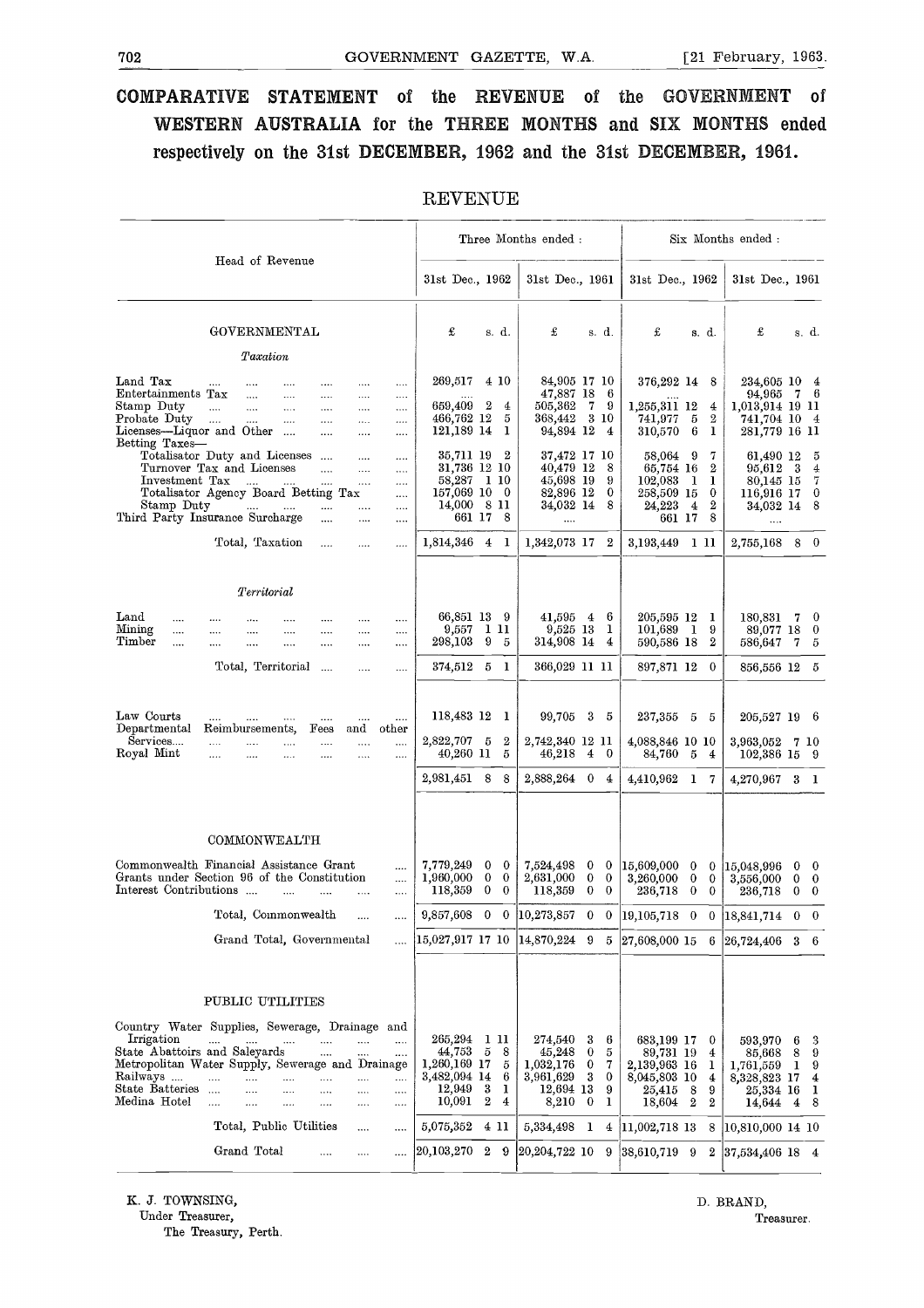# COMPARATIVE STATEMENT of the REVENUE of the GOVERNMENT of WESTERN AUSTRALIA for the THREE MONTHS and SIX MONTHS ended respectively on the 31st DECEMBER, 1962 and the 31st DECEMBER, 1961.

## REVENUE

| Head of Revenue | Three Months ended: 31st Dec., 1962 | Three Months ended: 31st Dec., 1961 | Six Months ended: 31st Dec., 1962 | Six Months ended: 31st Dec., 1961 |
|---|---|---|---|---|
| | £ s. d. | £ s. d. | £ s. d. | £ s. d. |
| **GOVERNMENTAL** | | | | |
| *Taxation* | | | | |
| Land Tax | 269,517 4 10 | 84,905 17 10 | 376,292 14 8 | 234,605 10 4 |
| Entertainments Tax | .... | 47,887 18 6 | .... | 94,965 7 6 |
| Stamp Duty | 659,409 2 4 | 505,362 7 9 | 1,255,311 12 4 | 1,013,914 19 11 |
| Probate Duty | 466,762 12 5 | 368,442 3 10 | 741,977 5 2 | 741,704 10 4 |
| Licenses—Liquor and Other | 121,189 14 1 | 94,894 12 4 | 310,570 6 1 | 281,779 16 11 |
| Betting Taxes— | | | | |
| Totalisator Duty and Licenses | 35,711 19 2 | 37,472 17 10 | 58,064 9 7 | 61,490 12 5 |
| Turnover Tax and Licenses | 31,736 12 10 | 40,479 12 8 | 65,754 16 2 | 95,612 3 4 |
| Investment Tax | 58,287 1 10 | 45,698 19 9 | 102,083 1 1 | 80,145 15 7 |
| Totalisator Agency Board Betting Tax | 157,069 10 0 | 82,896 12 0 | 258,509 15 0 | 116,916 17 0 |
| Stamp Duty | 14,000 8 11 | 34,032 14 8 | 24,223 4 2 | 34,032 14 8 |
| Third Party Insurance Surcharge | 661 17 8 | .... | 661 17 8 | .... |
| Total, Taxation | 1,814,346 4 1 | 1,342,073 17 2 | 3,193,449 1 11 | 2,755,168 8 0 |
| *Territorial* | | | | |
| Land | 66,851 13 9 | 41,595 4 6 | 205,595 12 1 | 180,831 7 0 |
| Mining | 9,557 1 11 | 9,525 13 1 | 101,689 1 9 | 89,077 18 0 |
| Timber | 298,103 9 5 | 314,908 14 4 | 590,586 18 2 | 586,647 7 5 |
| Total, Territorial | 374,512 5 1 | 366,029 11 11 | 897,871 12 0 | 856,556 12 5 |
| Law Courts | 118,483 12 1 | 99,705 3 5 | 237,355 5 5 | 205,527 19 6 |
| Departmental Reimbursements, Fees and other Services | 2,822,707 5 2 | 2,742,340 12 11 | 4,088,846 10 10 | 3,963,052 7 10 |
| Royal Mint | 40,260 11 5 | 46,218 4 0 | 84,760 5 4 | 102,386 15 9 |
| | 2,981,451 8 8 | 2,888,264 0 4 | 4,410,962 1 7 | 4,270,967 3 1 |
| **COMMONWEALTH** | | | | |
| Commonwealth Financial Assistance Grant | 7,779,249 0 0 | 7,524,498 0 0 | 15,609,000 0 0 | 15,048,996 0 0 |
| Grants under Section 96 of the Constitution | 1,960,000 0 0 | 2,631,000 0 0 | 3,260,000 0 0 | 3,556,000 0 0 |
| Interest Contributions | 118,359 0 0 | 118,359 0 0 | 236,718 0 0 | 236,718 0 0 |
| Total, Commonwealth | 9,857,608 0 0 | 10,273,857 0 0 | 19,105,718 0 0 | 18,841,714 0 0 |
| Grand Total, Governmental | 15,027,917 17 10 | 14,870,224 9 5 | 27,608,000 15 6 | 26,724,406 3 6 |
| **PUBLIC UTILITIES** | | | | |
| Country Water Supplies, Sewerage, Drainage and Irrigation | 265,294 1 11 | 274,540 3 6 | 683,199 17 0 | 593,970 6 3 |
| State Abattoirs and Saleyards | 44,753 5 8 | 45,248 0 5 | 89,731 19 4 | 85,668 8 9 |
| Metropolitan Water Supply, Sewerage and Drainage | 1,260,169 17 5 | 1,032,176 0 7 | 2,139,963 16 1 | 1,761,559 1 9 |
| Railways | 3,482,094 14 6 | 3,961,629 3 0 | 8,045,803 10 4 | 8,328,823 17 4 |
| State Batteries | 12,949 3 1 | 12,694 13 9 | 25,415 8 9 | 25,334 16 1 |
| Medina Hotel | 10,091 2 4 | 8,210 0 1 | 18,604 2 2 | 14,644 4 8 |
| Total, Public Utilities | 5,075,352 4 11 | 5,334,498 1 4 | 11,002,718 13 8 | 10,810,000 14 10 |
| Grand Total | 20,103,270 2 9 | 20,204,722 10 9 | 38,610,719 9 2 | 37,534,406 18 4 |

K. J. TOWNSING,
Under Treasurer,
The Treasury, Perth.

D. BRAND,
Treasurer.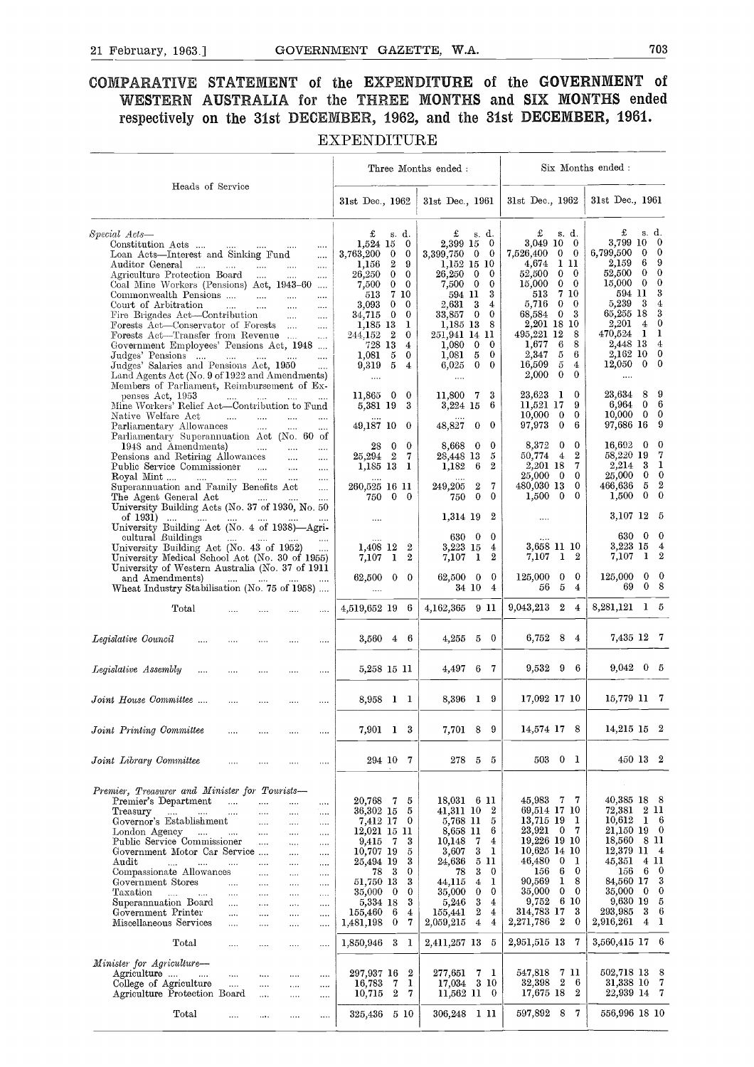# COMPARATIVE STATEMENT of the EXPENDITURE of the GOVERNMENT of WESTERN AUSTRALIA for the THREE MONTHS and SIX MONTHS ended respectively on the 31st DECEMBER, 1962, and the 31st DECEMBER, 1961.

## EXPENDITURE

| Heads of Service | Three Months ended: | | Six Months ended: | |
|---|---|---|---|---|
| | 31st Dec., 1962 | 31st Dec., 1961 | 31st Dec., 1962 | 31st Dec., 1961 |
| | £ s. d. | £ s. d. | £ s. d. | £ s. d. |
| *Special Acts—* | | | | |
| Constitution Acts | 1,524 15 0 | 2,399 15 0 | 3,049 10 0 | 3,799 10 0 |
| Loan Acts—Interest and Sinking Fund | 3,763,200 0 0 | 3,399,750 0 0 | 7,526,400 0 0 | 6,799,500 0 0 |
| Auditor General | 1,156 2 9 | 1,152 15 10 | 4,674 1 11 | 2,159 6 9 |
| Agriculture Protection Board | 26,250 0 0 | 26,250 0 0 | 52,500 0 0 | 52,500 0 0 |
| Coal Mine Workers (Pensions) Act, 1943-60 | 7,500 0 0 | 7,500 0 0 | 15,000 0 0 | 15,000 0 0 |
| Commonwealth Pensions | 513 7 10 | 594 11 3 | 513 7 10 | 594 11 3 |
| Court of Arbitration | 3,093 0 0 | 2,631 3 4 | 5,716 0 0 | 5,239 3 4 |
| Fire Brigades Act—Contribution | 34,715 0 0 | 33,857 0 0 | 68,584 0 3 | 65,255 18 3 |
| Forests Act—Conservator of Forests | 1,185 13 1 | 1,185 13 8 | 2,201 18 10 | 2,201 4 0 |
| Forests Act—Transfer from Revenue | 244,152 2 0 | 251,941 14 11 | 495,221 12 8 | 470,524 1 1 |
| Government Employees' Pensions Act, 1948 | 728 13 4 | 1,080 0 0 | 1,677 6 8 | 2,448 13 4 |
| Judges' Pensions | 1,081 5 0 | 1,081 5 0 | 2,347 5 6 | 2,162 10 0 |
| Judges' Salaries and Pensions Act, 1950 | 9,319 5 4 | 6,025 0 0 | 16,509 5 4 | 12,050 0 0 |
| Land Agents Act (No. 9 of 1922 and Amendments) | .... | .... | 2,000 0 0 | .... |
| Members of Parliament, Reimbursement of Expenses Act, 1953 | 11,865 0 0 | 11,800 7 3 | 23,623 1 0 | 23,634 8 9 |
| Mine Workers' Relief Act—Contribution to Fund | 5,381 19 3 | 3,224 15 6 | 11,521 17 9 | 6,964 0 6 |
| Native Welfare Act | .... | .... | 10,000 0 0 | 10,000 0 0 |
| Parliamentary Allowances | 49,187 10 0 | 48,827 0 0 | 97,973 0 6 | 97,686 16 9 |
| Parliamentary Superannuation Act (No. 60 of 1948 and Amendments) | 28 0 0 | 8,668 0 0 | 8,372 0 0 | 16,602 0 0 |
| Pensions and Retiring Allowances | 25,294 2 7 | 28,448 13 5 | 50,774 4 2 | 58,220 19 7 |
| Public Service Commissioner | 1,185 13 1 | 1,182 6 2 | 2,201 18 7 | 2,214 3 1 |
| Royal Mint | .... | .... | 25,000 0 0 | 25,000 0 0 |
| Superannuation and Family Benefits Act | 260,525 16 11 | 249,205 2 7 | 480,030 13 0 | 466,636 5 2 |
| The Agent General Act | 750 0 0 | 750 0 0 | 1,500 0 0 | 1,500 0 0 |
| University Building Acts (No. 37 of 1930, No. 50 of 1931) | .... | 1,314 19 2 | .... | 3,107 12 5 |
| University Building Act (No. 4 of 1938)—Agricultural Buildings | .... | 630 0 0 | .... | 630 0 0 |
| University Building Act (No. 43 of 1952) | 1,408 12 2 | 3,223 15 4 | 3,658 11 10 | 3,223 15 4 |
| University Medical School Act (No. 30 of 1955) | 7,107 1 2 | 7,107 1 2 | 7,107 1 2 | 7,107 1 2 |
| University of Western Australia (No. 37 of 1911 and Amendments) | 62,500 0 0 | 62,500 0 0 | 125,000 0 0 | 125,000 0 0 |
| Wheat Industry Stabilisation (No. 75 of 1958) | .... | 34 10 4 | 56 5 4 | 69 0 8 |
| Total | 4,519,652 19 6 | 4,162,365 9 11 | 9,043,213 2 4 | 8,281,121 1 5 |
| *Legislative Council* | 3,560 4 6 | 4,255 5 0 | 6,752 8 4 | 7,435 12 7 |
| *Legislative Assembly* | 5,258 15 11 | 4,497 6 7 | 9,532 9 6 | 9,042 0 5 |
| *Joint House Committee* | 8,958 1 1 | 8,396 1 9 | 17,092 17 10 | 15,779 11 7 |
| *Joint Printing Committee* | 7,901 1 3 | 7,701 8 9 | 14,574 17 8 | 14,215 15 2 |
| *Joint Library Committee* | 294 10 7 | 278 5 5 | 503 0 1 | 450 13 2 |
| *Premier, Treasurer and Minister for Tourists—* | | | | |
| Premier's Department | 20,768 7 5 | 18,031 6 11 | 45,983 7 7 | 40,385 18 8 |
| Treasury | 36,302 15 5 | 41,311 10 2 | 69,514 17 10 | 72,381 2 11 |
| Governor's Establishment | 7,412 17 0 | 5,768 11 5 | 13,715 19 1 | 10,612 1 6 |
| London Agency | 12,021 15 11 | 8,658 11 6 | 23,921 0 7 | 21,150 19 0 |
| Public Service Commissioner | 9,415 7 3 | 10,148 7 4 | 19,226 19 10 | 18,560 8 11 |
| Government Motor Car Service | 10,707 19 5 | 3,607 3 1 | 10,625 14 10 | 12,379 11 4 |
| Audit | 25,494 19 3 | 24,636 5 11 | 46,480 0 1 | 45,351 4 11 |
| Compassionate Allowances | 78 3 0 | 78 3 0 | 156 6 0 | 156 6 0 |
| Government Stores | 51,750 13 3 | 44,115 4 1 | 90,569 1 8 | 84,560 17 3 |
| Taxation | 35,000 0 0 | 35,000 0 0 | 35,000 0 0 | 35,000 0 0 |
| Superannuation Board | 5,334 18 3 | 5,246 3 4 | 9,752 6 10 | 9,630 19 5 |
| Government Printer | 155,460 6 4 | 155,441 2 4 | 314,783 17 3 | 293,985 3 6 |
| Miscellaneous Services | 1,481,198 0 7 | 2,059,215 4 4 | 2,271,786 2 0 | 2,916,261 4 1 |
| Total | 1,850,946 3 1 | 2,411,257 13 5 | 2,951,515 13 7 | 3,560,415 17 6 |
| *Minister for Agriculture—* | | | | |
| Agriculture | 297,937 16 2 | 277,651 7 1 | 547,818 7 11 | 502,718 13 8 |
| College of Agriculture | 16,783 7 1 | 17,034 3 10 | 32,398 2 6 | 31,338 10 7 |
| Agriculture Protection Board | 10,715 2 7 | 11,562 11 0 | 17,675 18 2 | 22,939 14 7 |
| Total | 325,436 5 10 | 306,248 1 11 | 597,892 8 7 | 556,996 18 10 |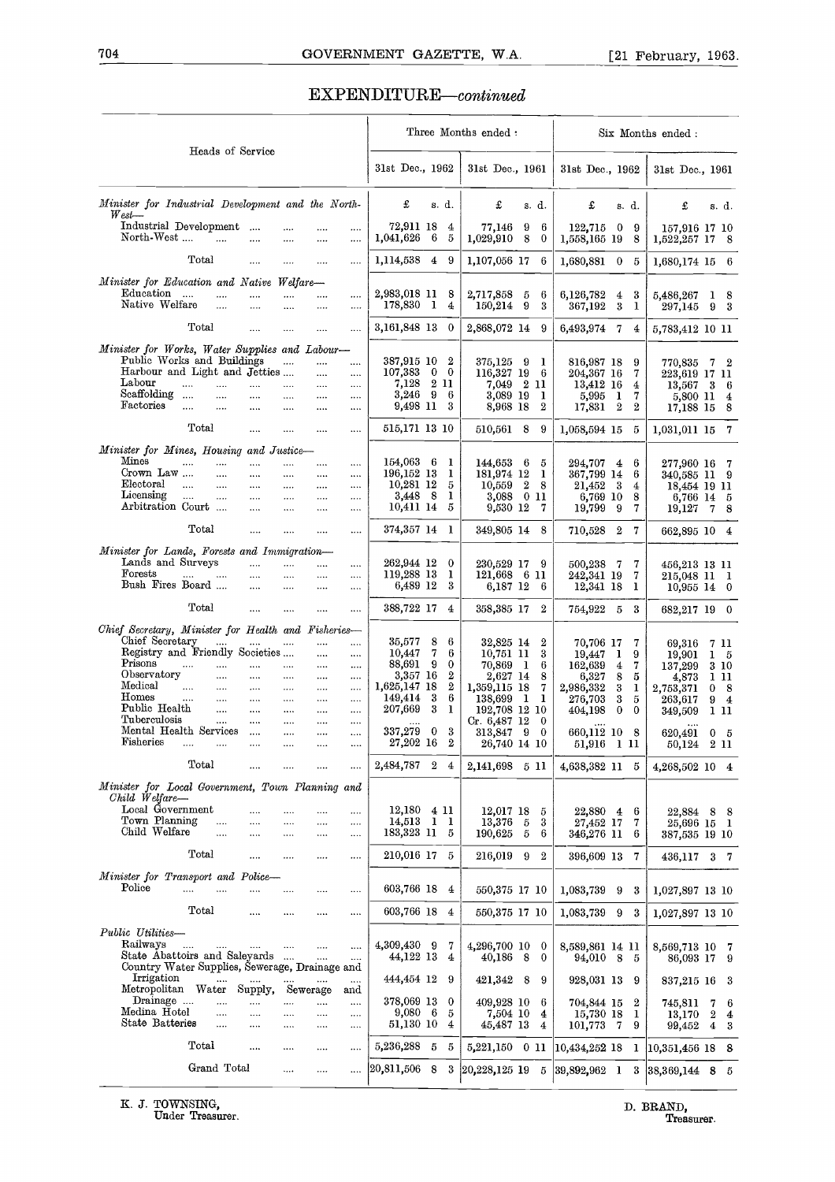# EXPENDITURE—*continued*

| Heads of Service | Three Months ended: 31st Dec., 1962 | Three Months ended: 31st Dec., 1961 | Six Months ended: 31st Dec., 1962 | Six Months ended: 31st Dec., 1961 |
|---|---|---|---|---|
| | £ s. d. | £ s. d. | £ s. d. | £ s. d. |
| *Minister for Industrial Development and the North-West—* | | | | |
| Industrial Development | 72,911 18 4 | 77,146 9 6 | 122,715 0 9 | 157,916 17 10 |
| North-West | 1,041,626 6 5 | 1,029,910 8 0 | 1,558,165 19 8 | 1,522,257 17 8 |
| Total | 1,114,538 4 9 | 1,107,056 17 6 | 1,680,881 0 5 | 1,680,174 15 6 |
| *Minister for Education and Native Welfare—* | | | | |
| Education | 2,983,018 11 8 | 2,717,858 5 6 | 6,126,782 4 3 | 5,486,267 1 8 |
| Native Welfare | 178,830 1 4 | 150,214 9 3 | 367,192 3 1 | 297,145 9 3 |
| Total | 3,161,848 13 0 | 2,868,072 14 9 | 6,493,974 7 4 | 5,783,412 10 11 |
| *Minister for Works, Water Supplies and Labour—* | | | | |
| Public Works and Buildings | 387,915 10 2 | 375,125 9 1 | 816,987 18 9 | 770,835 7 2 |
| Harbour and Light and Jetties | 107,383 0 0 | 116,327 19 6 | 204,367 16 7 | 223,619 17 11 |
| Labour | 7,128 2 11 | 7,049 2 11 | 13,412 16 4 | 13,567 3 6 |
| Scaffolding | 3,246 9 6 | 3,089 19 1 | 5,995 1 7 | 5,800 11 4 |
| Factories | 9,498 11 3 | 8,968 18 2 | 17,831 2 2 | 17,188 15 8 |
| Total | 515,171 13 10 | 510,561 8 9 | 1,058,594 15 5 | 1,031,011 15 7 |
| *Minister for Mines, Housing and Justice—* | | | | |
| Mines | 154,063 6 1 | 144,653 6 5 | 294,707 4 6 | 277,960 16 7 |
| Crown Law | 196,152 13 1 | 181,974 12 1 | 367,799 14 6 | 340,585 11 9 |
| Electoral | 10,281 12 5 | 10,559 2 8 | 21,452 3 4 | 18,454 19 11 |
| Licensing | 3,448 8 1 | 3,088 0 11 | 6,769 10 8 | 6,766 14 5 |
| Arbitration Court | 10,411 14 5 | 9,530 12 7 | 19,799 9 7 | 19,127 7 8 |
| Total | 374,357 14 1 | 349,805 14 8 | 710,528 2 7 | 662,895 10 4 |
| *Minister for Lands, Forests and Immigration—* | | | | |
| Lands and Surveys | 262,944 12 0 | 230,529 17 9 | 500,238 7 7 | 456,213 13 11 |
| Forests | 119,288 13 1 | 121,668 6 11 | 242,341 19 7 | 215,048 11 1 |
| Bush Fires Board | 6,489 12 3 | 6,187 12 6 | 12,341 18 1 | 10,955 14 0 |
| Total | 388,722 17 4 | 358,385 17 2 | 754,922 5 3 | 682,217 19 0 |
| *Chief Secretary, Minister for Health and Fisheries—* | | | | |
| Chief Secretary | 35,577 8 6 | 32,825 14 2 | 70,706 17 7 | 69,316 7 11 |
| Registry and Friendly Societies | 10,447 7 6 | 10,751 11 3 | 19,447 1 9 | 19,901 1 5 |
| Prisons | 88,691 9 0 | 70,869 1 6 | 162,639 4 7 | 137,299 3 10 |
| Observatory | 3,357 16 2 | 2,627 14 8 | 6,327 8 5 | 4,873 1 11 |
| Medical | 1,625,147 18 2 | 1,359,115 18 7 | 2,986,332 3 1 | 2,753,371 0 8 |
| Homes | 149,414 3 6 | 138,699 1 1 | 276,703 3 5 | 263,617 9 4 |
| Public Health | 207,669 3 1 | 192,708 12 10 | 404,198 0 0 | 349,509 1 11 |
| Tuberculosis | .... | Cr. 6,487 12 0 | .... | .... |
| Mental Health Services | 337,279 0 3 | 313,847 9 0 | 660,112 10 8 | 620,491 0 5 |
| Fisheries | 27,202 16 2 | 26,740 14 10 | 51,916 1 11 | 50,124 2 11 |
| Total | 2,484,787 2 4 | 2,141,698 5 11 | 4,638,382 11 5 | 4,268,502 10 4 |
| *Minister for Local Government, Town Planning and Child Welfare—* | | | | |
| Local Government | 12,180 4 11 | 12,017 18 5 | 22,880 4 6 | 22,884 8 8 |
| Town Planning | 14,513 1 1 | 13,376 5 3 | 27,452 17 7 | 25,696 15 1 |
| Child Welfare | 183,323 11 5 | 190,625 5 6 | 346,276 11 6 | 387,535 19 10 |
| Total | 210,016 17 5 | 216,019 9 2 | 396,609 13 7 | 436,117 3 7 |
| *Minister for Transport and Police—* | | | | |
| Police | 603,766 18 4 | 550,375 17 10 | 1,083,739 9 3 | 1,027,897 13 10 |
| Total | 603,766 18 4 | 550,375 17 10 | 1,083,739 9 3 | 1,027,897 13 10 |
| *Public Utilities—* | | | | |
| Railways | 4,309,430 9 7 | 4,296,700 10 0 | 8,589,861 14 11 | 8,569,713 10 7 |
| State Abattoirs and Saleyards | 44,122 13 4 | 40,186 8 0 | 94,010 8 5 | 86,093 17 9 |
| Country Water Supplies, Sewerage, Drainage and Irrigation | 444,454 12 9 | 421,342 8 9 | 928,031 13 9 | 837,215 16 3 |
| Metropolitan Water Supply, Sewerage and Drainage | 378,069 13 0 | 409,928 10 6 | 704,844 15 2 | 745,811 7 6 |
| Medina Hotel | 9,080 6 5 | 7,504 10 4 | 15,730 18 1 | 13,170 2 4 |
| State Batteries | 51,130 10 4 | 45,487 13 4 | 101,773 7 9 | 99,452 4 3 |
| Total | 5,236,288 5 5 | 5,221,150 0 11 | 10,434,252 18 1 | 10,351,456 18 8 |
| Grand Total | 20,811,506 8 3 | 20,228,125 19 5 | 39,892,962 1 3 | 38,369,144 8 5 |

K. J. TOWNSING,
Under Treasurer.

D. BRAND,
Treasurer.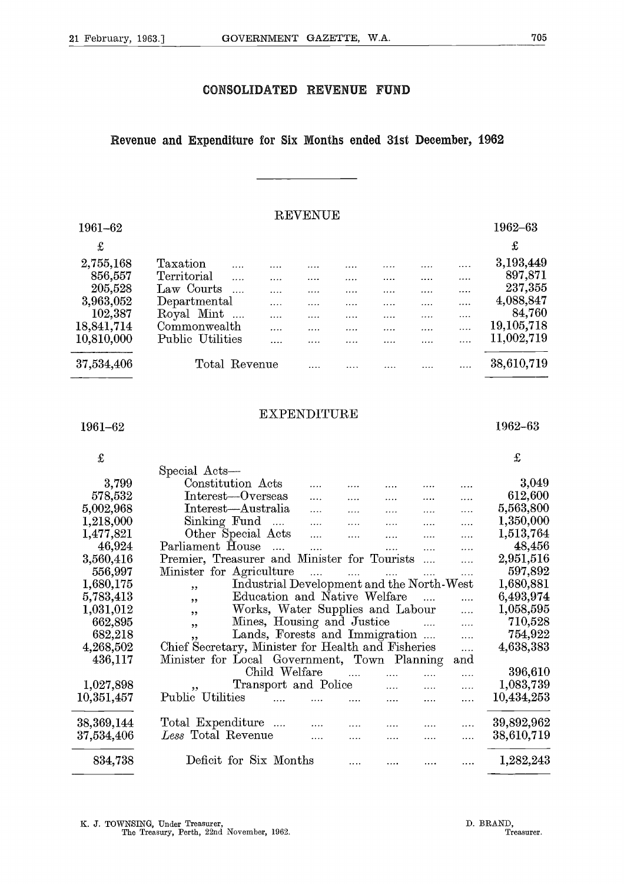# CONSOLIDATED REVENUE FUND

## Revenue and Expenditure for Six Months ended 31st December, 1962

### REVENUE

| 1961–62 | | 1962–63 |
|---|---|---|
| £ | | £ |
| 2,755,168 | Taxation | 3,193,449 |
| 856,557 | Territorial | 897,871 |
| 205,528 | Law Courts | 237,355 |
| 3,963,052 | Departmental | 4,088,847 |
| 102,387 | Royal Mint | 84,760 |
| 18,841,714 | Commonwealth | 19,105,718 |
| 10,810,000 | Public Utilities | 11,002,719 |
| 37,534,406 | Total Revenue | 38,610,719 |

### EXPENDITURE

| 1961–62 | | 1962–63 |
|---|---|---|
| £ | | £ |
| | Special Acts— | |
| 3,799 | Constitution Acts | 3,049 |
| 578,532 | Interest—Overseas | 612,600 |
| 5,002,968 | Interest—Australia | 5,563,800 |
| 1,218,000 | Sinking Fund | 1,350,000 |
| 1,477,821 | Other Special Acts | 1,513,764 |
| 46,924 | Parliament House | 48,456 |
| 3,560,416 | Premier, Treasurer and Minister for Tourists | 2,951,516 |
| 556,997 | Minister for Agriculture | 597,892 |
| 1,680,175 | ,, Industrial Development and the North-West | 1,680,881 |
| 5,783,413 | ,, Education and Native Welfare | 6,493,974 |
| 1,031,012 | ,, Works, Water Supplies and Labour | 1,058,595 |
| 662,895 | ,, Mines, Housing and Justice | 710,528 |
| 682,218 | ,, Lands, Forests and Immigration | 754,922 |
| 4,268,502 | Chief Secretary, Minister for Health and Fisheries | 4,638,383 |
| 436,117 | Minister for Local Government, Town Planning and Child Welfare | 396,610 |
| 1,027,898 | ,, Transport and Police | 1,083,739 |
| 10,351,457 | Public Utilities | 10,434,253 |
| 38,369,144 | Total Expenditure | 39,892,962 |
| 37,534,406 | *Less* Total Revenue | 38,610,719 |
| 834,738 | Deficit for Six Months | 1,282,243 |

K. J. TOWNSING, Under Treasurer,
The Treasury, Perth, 22nd November, 1962.

D. BRAND,
Treasurer.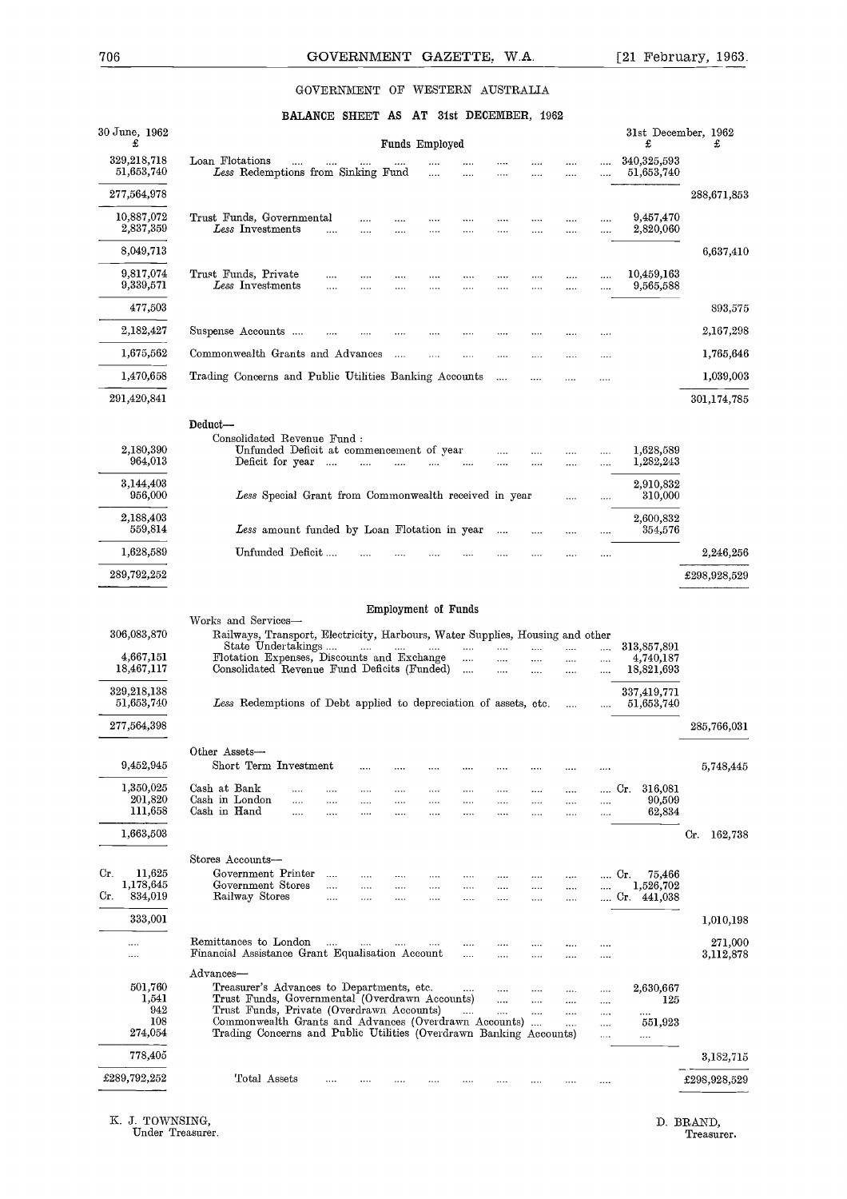## GOVERNMENT OF WESTERN AUSTRALIA

### BALANCE SHEET AS AT 31st DECEMBER, 1962

| 30 June, 1962 £ | Funds Employed | 31st December, 1962 £ | £ |
|---|---|---|---|
| 329,218,718 | Loan Flotations | 340,325,593 | |
| 51,653,740 | *Less* Redemptions from Sinking Fund | 51,653,740 | |
| 277,564,978 | | | 288,671,853 |
| 10,887,072 | Trust Funds, Governmental | 9,457,470 | |
| 2,837,359 | *Less* Investments | 2,820,060 | |
| 8,049,713 | | | 6,637,410 |
| 9,817,074 | Trust Funds, Private | 10,459,163 | |
| 9,339,571 | *Less* Investments | 9,565,588 | |
| 477,503 | | | 893,575 |
| 2,182,427 | Suspense Accounts | | 2,167,298 |
| 1,675,562 | Commonwealth Grants and Advances | | 1,765,646 |
| 1,470,658 | Trading Concerns and Public Utilities Banking Accounts | | 1,039,003 |
| 291,420,841 | | | 301,174,785 |
| | **Deduct—** | | |
| | Consolidated Revenue Fund : | | |
| 2,180,390 | Unfunded Deficit at commencement of year | 1,628,589 | |
| 964,013 | Deficit for year | 1,282,243 | |
| 3,144,403 | | 2,910,832 | |
| 956,000 | *Less* Special Grant from Commonwealth received in year | 310,000 | |
| 2,188,403 | | 2,600,832 | |
| 559,814 | *Less* amount funded by Loan Flotation in year | 354,576 | |
| 1,628,589 | Unfunded Deficit | | 2,246,256 |
| 289,792,252 | | | £298,928,529 |

#### Employment of Funds

| 30 June, 1962 £ | | 31st December, 1962 £ | £ |
|---|---|---|---|
| | Works and Services— | | |
| 306,083,870 | Railways, Transport, Electricity, Harbours, Water Supplies, Housing and other State Undertakings | 313,857,891 | |
| 4,667,151 | Flotation Expenses, Discounts and Exchange | 4,740,187 | |
| 18,467,117 | Consolidated Revenue Fund Deficits (Funded) | 18,821,693 | |
| 329,218,138 | | 337,419,771 | |
| 51,653,740 | *Less* Redemptions of Debt applied to depreciation of assets, etc. | 51,653,740 | |
| 277,564,398 | | | 285,766,031 |
| | Other Assets— | | |
| 9,452,945 | Short Term Investment | | 5,748,445 |
| 1,350,025 | Cash at Bank | Cr. 316,081 | |
| 201,820 | Cash in London | 90,509 | |
| 111,658 | Cash in Hand | 62,834 | |
| 1,663,503 | | | Cr. 162,738 |
| | Stores Accounts— | | |
| Cr. 11,625 | Government Printer | Cr. 75,466 | |
| 1,178,645 | Government Stores | 1,526,702 | |
| Cr. 834,019 | Railway Stores | Cr. 441,038 | |
| 333,001 | | | 1,010,198 |
| .... | Remittances to London | | 271,000 |
| .... | Financial Assistance Grant Equalisation Account | | 3,112,878 |
| | Advances— | | |
| 501,760 | Treasurer's Advances to Departments, etc. | 2,630,667 | |
| 1,541 | Trust Funds, Governmental (Overdrawn Accounts) | 125 | |
| 942 | Trust Funds, Private (Overdrawn Accounts) | .... | |
| 108 | Commonwealth Grants and Advances (Overdrawn Accounts) | 551,923 | |
| 274,054 | Trading Concerns and Public Utilities (Overdrawn Banking Accounts) | .... | |
| 778,405 | | | 3,182,715 |
| £289,792,252 | Total Assets | | £298,928,529 |

K. J. TOWNSING,
Under Treasurer.

D. BRAND,
Treasurer.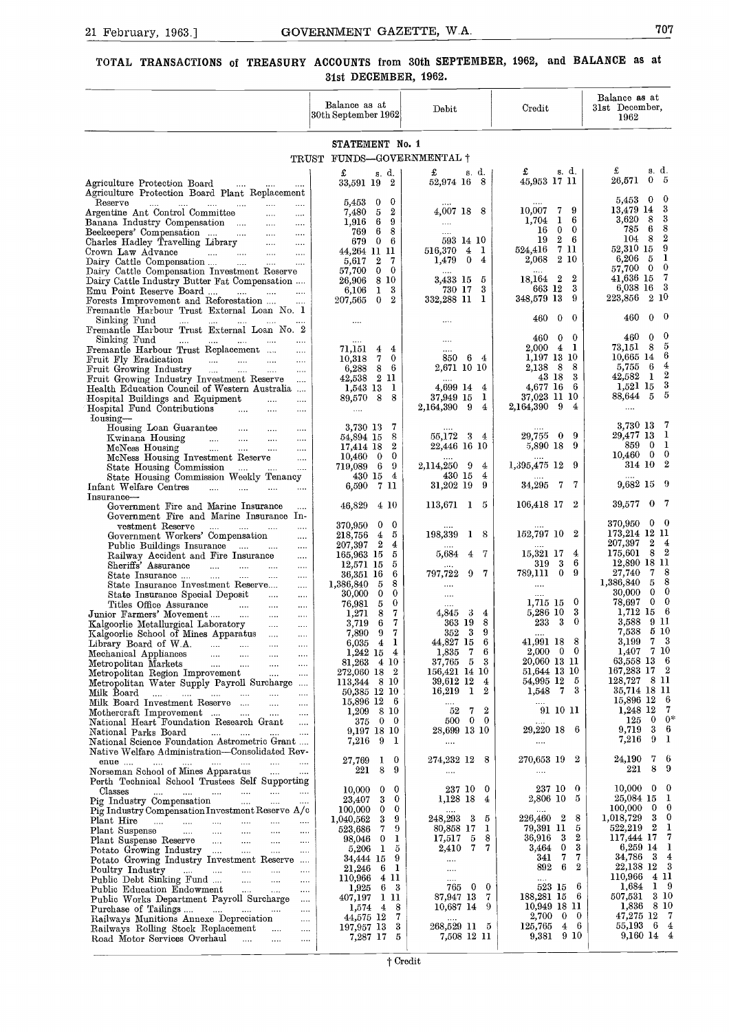## TOTAL TRANSACTIONS of TREASURY ACCOUNTS from 30th SEPTEMBER, 1962, and BALANCE as at 31st DECEMBER, 1962.

### STATEMENT No. 1

TRUST FUNDS—GOVERNMENTAL †

| | Balance as at 30th September 1962 | Debit | Credit | Balance as at 31st December, 1962 |
|---|---|---|---|---|
| | £ s. d. | £ s. d. | £ s. d. | £ s. d. |
| Agriculture Protection Board | 33,591 19 2 | 52,974 16 8 | 45,953 17 11 | 26,571 0 5 |
| Agriculture Protection Board Plant Replacement Reserve | 5,453 0 0 | .... | .... | 5,453 0 0 |
| Argentine Ant Control Committee | 7,480 5 2 | 4,007 18 8 | 10,007 7 9 | 13,479 14 3 |
| Banana Industry Compensation | 1,916 6 9 | .... | 1,704 1 6 | 3,620 8 3 |
| Beekeepers' Compensation | 769 6 8 | .... | 16 0 0 | 785 6 8 |
| Charles Hadley Travelling Library | 679 0 6 | 593 14 10 | 19 2 6 | 104 8 2 |
| Crown Law Advance | 44,264 11 11 | 516,370 4 1 | 524,416 7 11 | 52,310 15 9 |
| Dairy Cattle Compensation | 5,617 2 7 | 1,479 0 4 | 2,068 2 10 | 6,206 5 1 |
| Dairy Cattle Compensation Investment Reserve | 57,700 0 0 | .... | .... | 57,700 0 0 |
| Dairy Cattle Industry Butter Fat Compensation | 26,906 8 10 | 3,433 15 5 | 18,164 2 2 | 41,636 15 7 |
| Emu Point Reserve Board | 6,106 1 3 | 730 17 3 | 663 12 3 | 6,038 16 3 |
| Forests Improvement and Reforestation | 207,565 0 2 | 332,288 11 1 | 348,579 13 9 | 223,856 2 10 |
| Fremantle Harbour Trust External Loan No. 1 Sinking Fund | .... | .... | 460 0 0 | 460 0 0 |
| Fremantle Harbour Trust External Loan No. 2 Sinking Fund | .... | .... | 460 0 0 | 460 0 0 |
| Fremantle Harbour Trust Replacement | 71,151 4 4 | .... | 2,000 4 1 | 73,151 8 5 |
| Fruit Fly Eradication | 10,318 7 0 | 850 6 4 | 1,197 13 10 | 10,665 14 6 |
| Fruit Growing Industry | 6,288 8 6 | 2,671 10 10 | 2,138 8 8 | 5,755 6 4 |
| Fruit Growing Industry Investment Reserve | 42,538 2 11 | .... | 43 18 3 | 42,582 1 2 |
| Health Education Council of Western Australia | 1,543 13 1 | 4,699 14 4 | 4,677 16 6 | 1,521 15 3 |
| Hospital Buildings and Equipment | 89,570 8 8 | 37,949 15 1 | 37,023 11 10 | 88,644 5 5 |
| Hospital Fund Contributions | .... | 2,164,390 9 4 | 2,164,390 9 4 | .... |
| Housing— | | | | |
| Housing Loan Guarantee | 3,730 13 7 | .... | .... | 3,730 13 7 |
| Kwinana Housing | 54,894 15 8 | 55,172 3 4 | 29,755 0 9 | 29,477 13 1 |
| McNess Housing | 17,414 18 2 | 22,446 16 10 | 5,890 18 9 | 859 0 1 |
| McNess Housing Investment Reserve | 10,460 0 0 | .... | .... | 10,460 0 0 |
| State Housing Commission | 719,089 6 9 | 2,114,250 9 4 | 1,395,475 12 9 | 314 10 2 |
| State Housing Commission Weekly Tenancy | 430 15 4 | 430 15 4 | .... | .... |
| Infant Welfare Centres | 6,590 7 11 | 31,202 19 9 | 34,295 7 7 | 9,682 15 9 |
| Insurance— | | | | |
| Government Fire and Marine Insurance | 46,829 4 10 | 113,671 1 5 | 106,418 17 2 | 39,577 0 7 |
| Government Fire and Marine Insurance Investment Reserve | 370,950 0 0 | .... | .... | 370,950 0 0 |
| Government Workers' Compensation | 218,756 4 5 | 198,339 1 8 | 152,797 10 2 | 173,214 12 11 |
| Public Buildings Insurance | 207,397 2 4 | .... | .... | 207,397 2 4 |
| Railway Accident and Fire Insurance | 165,963 15 5 | 5,684 4 7 | 15,321 17 4 | 175,601 8 2 |
| Sheriffs' Assurance | 12,571 15 5 | .... | 319 3 6 | 12,890 18 11 |
| State Insurance | 36,351 16 6 | 797,722 9 7 | 789,111 0 9 | 27,740 7 8 |
| State Insurance Investment Reserve | 1,386,840 5 8 | .... | .... | 1,386,840 5 8 |
| State Insurance Special Deposit | 30,000 0 0 | .... | .... | 30,000 0 0 |
| Titles Office Assurance | 76,981 5 0 | .... | 1,715 15 0 | 78,697 0 0 |
| Junior Farmers' Movement | 1,271 8 7 | 4,845 3 4 | 5,286 10 3 | 1,712 15 6 |
| Kalgoorlie Metallurgical Laboratory | 3,719 6 7 | 363 19 8 | 233 3 0 | 3,588 9 11 |
| Kalgoorlie School of Mines Apparatus | 7,890 9 7 | 352 3 9 | .... | 7,538 5 10 |
| Library Board of W.A. | 6,035 4 1 | 44,827 15 6 | 41,991 18 8 | 3,199 7 3 |
| Mechanical Appliances | 1,242 15 4 | 1,835 7 6 | 2,000 0 0 | 1,407 7 10 |
| Metropolitan Markets | 81,263 4 10 | 37,765 5 3 | 20,060 13 11 | 63,558 13 6 |
| Metropolitan Region Improvement | 272,060 18 2 | 156,421 14 10 | 51,644 13 10 | 167,283 17 2 |
| Metropolitan Water Supply Payroll Surcharge | 113,344 8 10 | 39,612 12 4 | 54,995 12 5 | 128,727 8 11 |
| Milk Board | 50,385 12 10 | 16,219 1 2 | 1,548 7 3 | 35,714 18 11 |
| Milk Board Investment Reserve | 15,896 12 6 | .... | .... | 15,896 12 6 |
| Mothercraft Improvement | 1,209 8 10 | 52 7 2 | 91 10 11 | 1,248 12 7 |
| National Heart Foundation Research Grant | 375 0 0 | 500 0 0 | .... | 125 0 0* |
| National Parks Board | 9,197 18 10 | 28,699 13 10 | 29,220 18 6 | 9,719 3 6 |
| National Science Foundation Astrometric Grant | 7,216 9 1 | .... | .... | 7,216 9 1 |
| Native Welfare Administration—Consolidated Revenue | 27,769 1 0 | 274,232 12 8 | 270,653 19 2 | 24,190 7 6 |
| Norseman School of Mines Apparatus | 221 8 9 | .... | .... | 221 8 9 |
| Perth Technical School Trustees Self Supporting Classes | 10,000 0 0 | 237 10 0 | 237 10 0 | 10,000 0 0 |
| Pig Industry Compensation | 23,407 3 0 | 1,128 18 4 | 2,806 10 5 | 25,084 15 1 |
| Pig Industry Compensation Investment Reserve A/c | 100,000 0 0 | .... | .... | 100,000 0 0 |
| Plant Hire | 1,040,562 3 9 | 248,293 3 5 | 226,460 2 8 | 1,018,729 3 0 |
| Plant Suspense | 523,686 7 9 | 80,858 17 1 | 79,391 11 5 | 522,219 2 1 |
| Plant Suspense Reserve | 98,046 0 1 | 17,517 5 8 | 36,916 3 2 | 117,444 17 7 |
| Potato Growing Industry | 5,206 1 5 | 2,410 7 7 | 3,464 0 3 | 6,259 14 1 |
| Potato Growing Industry Investment Reserve | 34,444 15 9 | .... | 341 7 7 | 34,786 3 4 |
| Poultry Industry | 21,246 6 1 | .... | 892 6 2 | 22,138 12 3 |
| Public Debt Sinking Fund | 110,966 4 11 | .... | .... | 110,966 4 11 |
| Public Education Endowment | 1,925 6 3 | 765 0 0 | 523 15 6 | 1,684 1 9 |
| Public Works Department Payroll Surcharge | 407,197 1 11 | 87,947 13 7 | 188,281 15 6 | 507,531 3 10 |
| Purchase of Tailings | 1,574 4 8 | 10,687 14 9 | 10,949 18 11 | 1,836 8 10 |
| Railways Munitions Annexe Depreciation | 44,575 12 7 | .... | 2,700 0 0 | 47,275 12 7 |
| Railways Rolling Stock Replacement | 197,957 13 3 | 268,529 11 5 | 125,765 4 6 | 55,193 6 4 |
| Road Motor Services Overhaul | 7,287 17 5 | 7,508 12 11 | 9,381 9 10 | 9,160 14 4 |

† Credit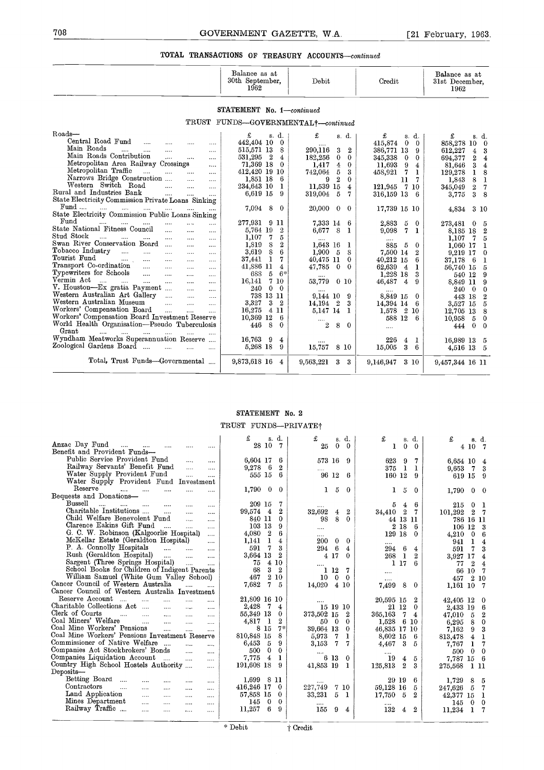## TOTAL TRANSACTIONS OF TREASURY ACCOUNTS—*continued*

### STATEMENT No. 1—*continued*

#### TRUST FUNDS—GOVERNMENTAL†—*continued*

| | Balance as at 30th September, 1962 | Debit | Credit | Balance as at 31st December, 1962 |
|---|---|---|---|---|
| | £ s. d. | £ s. d. | £ s. d. | £ s. d. |
| Roads— | | | | |
| Central Road Fund | 442,404 10 0 | .... | 415,874 0 0 | 858,278 10 0 |
| Main Roads | 515,571 13 8 | 290,116 3 2 | 386,771 13 9 | 612,227 4 3 |
| Main Roads Contribution | 531,295 2 4 | 182,256 0 0 | 345,338 0 0 | 694,377 2 4 |
| Metropolitan Area Railway Crossings | 71,369 18 0 | 1,417 4 0 | 11,693 9 4 | 81,646 3 4 |
| Metropolitan Traffic | 412,420 19 10 | 742,064 5 3 | 458,921 7 1 | 129,278 1 8 |
| Narrows Bridge Construction | 1,851 18 6 | 9 2 0 | 11 7 | 1,843 8 1 |
| Western Switch Road | 234,643 10 1 | 11,539 15 4 | 121,945 7 10 | 345,049 2 7 |
| Rural and Industries Bank | 6,619 15 9 | 319,004 5 7 | 316,159 13 6 | 3,775 3 8 |
| State Electricity Commission Private Loans Sinking Fund | 7,094 8 0 | 20,000 0 0 | 17,739 15 10 | 4,834 3 10 |
| State Electricity Commission Public Loans Sinking Fund | 277,931 9 11 | 7,333 14 6 | 2,883 5 0 | 273,481 0 5 |
| State National Fitness Council | 5,764 19 2 | 6,677 8 1 | 9,098 7 1 | 8,185 18 2 |
| Stud Stock | 1,107 7 5 | .... | .... | 1,107 7 5 |
| Swan River Conservation Board | 1,819 8 2 | 1,643 16 1 | 885 5 0 | 1,060 17 1 |
| Tobacco Industry | 3,619 8 6 | 1,900 5 8 | 7,500 14 2 | 9,219 17 0 |
| Tourist Fund | 37,441 1 7 | 40,475 11 0 | 40,212 15 6 | 37,178 6 1 |
| Transport Co-ordination | 41,886 11 4 | 47,785 0 0 | 62,639 4 1 | 56,740 15 5 |
| Typewriters for Schools | 688 5 6* | .... | 1,228 18 3 | 540 12 9 |
| Vermin Act | 16,141 7 10 | 53,779 0 10 | 46,487 4 9 | 8,849 11 9 |
| V. Houston—Ex gratia Payment | 240 0 0 | .... | .... | 240 0 0 |
| Western Australian Art Gallery | 738 13 11 | 9,144 10 9 | 8,849 15 0 | 443 18 2 |
| Western Australian Museum | 3,327 3 2 | 14,194 2 3 | 14,394 14 6 | 3,527 15 5 |
| Workers' Compensation Board | 16,275 4 11 | 5,147 14 1 | 1,578 2 10 | 12,705 13 8 |
| Workers' Compensation Board Investment Reserve | 10,369 12 6 | .... | 588 12 6 | 10,958 5 0 |
| World Health Organisation—Pseudo Tuberculosis Grant | 446 8 0 | 2 8 0 | .... | 444 0 0 |
| Wyndham Meatworks Superannuation Reserve | 16,763 9 4 | .... | 226 4 1 | 16,989 13 5 |
| Zoological Gardens Board | 5,268 18 9 | 15,757 8 10 | 15,005 3 6 | 4,516 13 5 |
| Total, Trust Funds—Governmental | 9,873,618 16 4 | 9,563,221 3 3 | 9,146,947 3 10 | 9,457,344 16 11 |

### STATEMENT No. 2

#### TRUST FUNDS—PRIVATE†

| | Balance as at 30th September, 1962 | Debit | Credit | Balance as at 31st December, 1962 |
|---|---|---|---|---|
| | £ s. d. | £ s. d. | £ s. d. | £ s. d. |
| Anzac Day Fund | 28 10 7 | 25 0 0 | 1 0 0 | 4 10 7 |
| Benefit and Provident Funds— | | | | |
| Public Service Provident Fund | 6,604 17 6 | 573 16 9 | 623 9 7 | 6,654 10 4 |
| Railway Servants' Benefit Fund | 9,278 6 2 | .... | 375 1 1 | 9,653 7 3 |
| Water Supply Provident Fund | 555 15 6 | 96 12 6 | 160 12 9 | 619 15 9 |
| Water Supply Provident Fund Investment Reserve | 1,790 0 0 | 1 5 0 | 1 5 0 | 1,790 0 0 |
| Bequests and Donations— | | | | |
| Bussell | 209 15 7 | .... | 5 4 6 | 215 0 1 |
| Charitable Institutions | 99,574 4 2 | 32,692 4 2 | 34,410 2 7 | 101,292 2 7 |
| Child Welfare Benevolent Fund | 840 11 0 | 98 8 0 | 44 13 11 | 786 16 11 |
| Clarence Eakins Gift Fund | 103 13 9 | .... | 2 18 6 | 106 12 3 |
| G. C. W. Robinson (Kalgoorlie Hospital) | 4,080 2 6 | .... | 129 18 0 | 4,210 0 6 |
| McKellar Estate (Geraldton Hospital) | 1,141 1 4 | 200 0 0 | .... | 941 1 4 |
| P. A. Connolly Hospitals | 591 7 3 | 294 6 4 | 294 6 4 | 591 7 3 |
| Rush (Geraldton Hospital) | 3,664 13 2 | 4 17 0 | 268 1 2 | 3,927 17 4 |
| Sargent (Three Springs Hospital) | 75 4 10 | .... | 1 17 6 | 77 2 4 |
| School Books for Children of Indigent Parents | 68 3 2 | 1 12 7 | .... | 66 10 7 |
| William Samuel (White Gum Valley School) | 467 2 10 | 10 0 0 | .... | 457 2 10 |
| Cancer Council of Western Australia | 7,682 7 5 | 14,020 4 10 | 7,499 8 0 | 1,161 10 7 |
| Cancer Council of Western Australia Investment Reserve Account | 21,809 16 10 | .... | 20,595 15 2 | 42,405 12 0 |
| Charitable Collections Act | 2,428 7 4 | 15 19 10 | 21 12 0 | 2,433 19 6 |
| Clerk of Courts | 55,349 13 0 | 373,502 15 2 | 365,163 7 4 | 47,010 5 2 |
| Coal Miners' Welfare | 4,817 1 2 | 50 0 0 | 1,528 6 10 | 6,295 8 0 |
| Coal Mine Workers' Pensions | 8 15 7* | 39,664 13 0 | 46,835 17 10 | 7,162 9 3 |
| Coal Mine Workers' Pensions Investment Reserve | 810,848 15 8 | 5,973 7 1 | 8,602 15 6 | 813,478 4 1 |
| Commissioner of Native Welfare | 6,453 5 9 | 3,153 7 7 | 4,467 3 5 | 7,767 1 7 |
| Companies Act Stockbrokers' Bonds | 500 0 0 | .... | .... | 500 0 0 |
| Companies Liquidation Account | 7,775 4 1 | 6 13 0 | 19 4 5 | 7,787 15 6 |
| Country High School Hostels Authority | 191,608 18 9 | 41,853 19 1 | 125,813 2 3 | 275,568 1 11 |
| Deposits— | | | | |
| Betting Board | 1,699 8 11 | .... | 29 19 6 | 1,729 8 5 |
| Contractors | 416,246 17 0 | 227,749 7 10 | 59,128 16 5 | 247,626 5 7 |
| Land Application | 57,858 15 0 | 33,231 5 1 | 17,750 5 2 | 42,377 15 1 |
| Mines Department | 145 0 0 | .... | .... | 145 0 0 |
| Railway Traffic | 11,257 6 9 | 155 9 4 | 132 4 2 | 11,234 1 7 |

\* Debit † Credit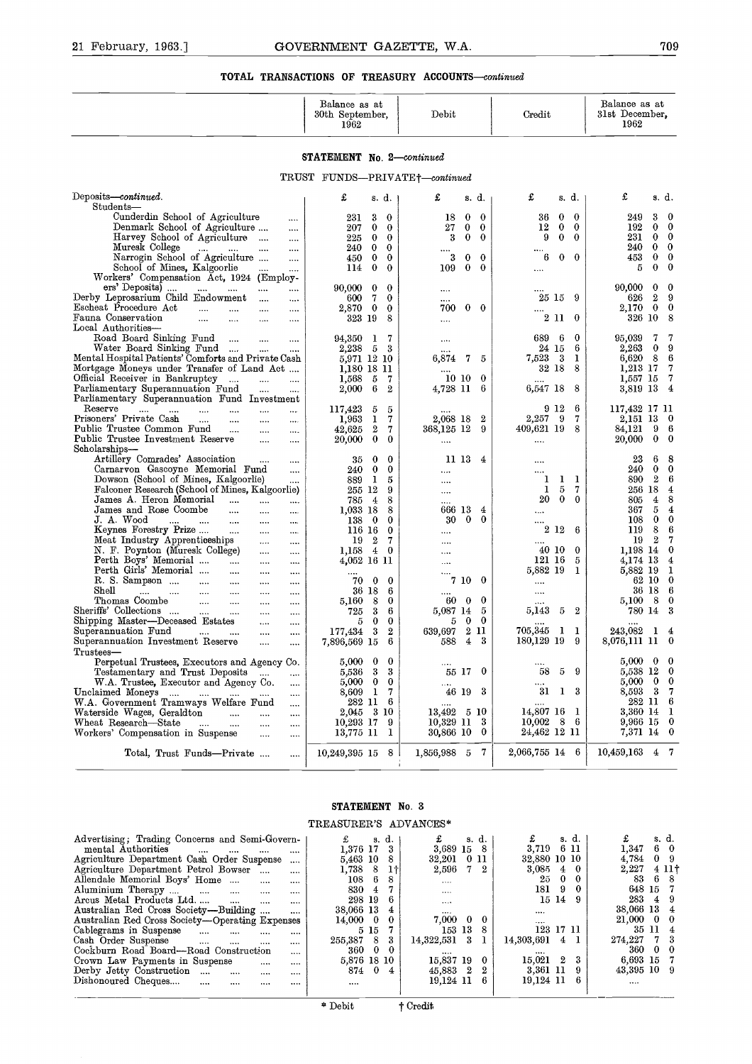## TOTAL TRANSACTIONS OF TREASURY ACCOUNTS—*continued*

### STATEMENT No. 2—*continued*

TRUST FUNDS—PRIVATE†—*continued*

| | Balance as at 30th September, 1962 | Debit | Credit | Balance as at 31st December, 1962 |
|---|---|---|---|---|
| | £ s. d. | £ s. d. | £ s. d. | £ s. d. |
| *Deposits—continued.* | | | | |
| Students— | | | | |
| Cunderdin School of Agriculture .... | 231 3 0 | 18 0 0 | 36 0 0 | 249 3 0 |
| Denmark School of Agriculture .... .... | 207 0 0 | 27 0 0 | 12 0 0 | 192 0 0 |
| Harvey School of Agriculture .... .... | 225 0 0 | 3 0 0 | 9 0 0 | 231 0 0 |
| Muresk College .... .... .... .... | 240 0 0 | .... | .... | 240 0 0 |
| Narrogin School of Agriculture .... .... | 450 0 0 | 3 0 0 | 6 0 0 | 453 0 0 |
| School of Mines, Kalgoorlie .... .... | 114 0 0 | 109 0 0 | .... | 5 0 0 |
| Workers' Compensation Act, 1924 (Employers' Deposits) .... .... .... .... .... | 90,000 0 0 | .... | .... | 90,000 0 0 |
| Derby Leprosarium Child Endowment .... .... | 600 7 0 | .... | 25 15 9 | 626 2 9 |
| Escheat Procedure Act .... .... .... .... | 2,870 0 0 | 700 0 0 | .... | 2,170 0 0 |
| Fauna Conservation .... .... .... .... | 323 19 8 | .... | 2 11 0 | 326 10 8 |
| Local Authorities— | | | | |
| Road Board Sinking Fund .... .... .... | 94,350 1 7 | .... | 689 6 0 | 95,039 7 7 |
| Water Board Sinking Fund .... .... .... | 2,238 5 3 | .... | 24 15 6 | 2,263 0 9 |
| Mental Hospital Patients' Comforts and Private Cash | 5,971 12 10 | 6,874 7 5 | 7,523 3 1 | 6,620 8 6 |
| Mortgage Moneys under Transfer of Land Act .... | 1,180 18 11 | .... | 32 18 8 | 1,213 17 7 |
| Official Receiver in Bankruptcy .... .... | 1,568 5 7 | 10 10 0 | .... | 1,557 15 7 |
| Parliamentary Superannuation Fund .... .... | 2,000 6 2 | 4,728 11 6 | 6,547 18 8 | 3,819 13 4 |
| Parliamentary Superannuation Fund Investment Reserve .... .... .... .... .... .... | 117,423 5 5 | .... | 9 12 6 | 117,432 17 11 |
| Prisoners' Private Cash .... .... .... .... | 1,963 1 7 | 2,068 18 2 | 2,257 9 7 | 2,151 13 0 |
| Public Trustee Common Fund .... .... .... | 42,625 2 7 | 368,125 12 9 | 409,621 19 8 | 84,121 9 6 |
| Public Trustee Investment Reserve .... .... | 20,000 0 0 | .... | .... | 20,000 0 0 |
| Scholarships— | | | | |
| Artillery Comrades' Association .... .... | 35 0 0 | 11 13 4 | .... | 23 6 8 |
| Carnarvon Gascoyne Memorial Fund .... | 240 0 0 | .... | .... | 240 0 0 |
| Dowson (School of Mines, Kalgoorlie) .... | 889 1 5 | .... | 1 1 1 | 890 2 6 |
| Falconer Research (School of Mines, Kalgoorlie) | 255 12 9 | .... | 1 5 7 | 256 18 4 |
| James A. Heron Memorial .... .... .... | 785 4 8 | .... | 20 0 0 | 805 4 8 |
| James and Rose Coombe .... .... .... | 1,033 18 8 | 666 13 4 | .... | 367 5 4 |
| J. A. Wood .... .... .... .... | 138 0 0 | 30 0 0 | .... | 108 0 0 |
| Keynes Forestry Prize .... .... .... .... | 116 16 0 | .... | 2 12 6 | 119 8 6 |
| Meat Industry Apprenticeships .... .... | 19 2 7 | .... | .... | 19 2 7 |
| N. F. Poynton (Muresk College) .... .... | 1,158 4 0 | .... | 40 10 0 | 1,198 14 0 |
| Perth Boys' Memorial .... .... .... .... | 4,052 16 11 | .... | 121 16 5 | 4,174 13 4 |
| Perth Girls' Memorial .... .... .... .... | .... | .... | 5,882 19 1 | 5,882 19 1 |
| R. S. Sampson .... .... .... .... | 70 0 0 | 7 10 0 | .... | 62 10 0 |
| Shell .... .... .... .... .... | 36 18 6 | .... | .... | 36 18 6 |
| Thomas Coombe .... .... .... .... | 5,160 8 0 | 60 0 0 | .... | 5,100 8 0 |
| Sheriffs' Collections .... .... .... .... | 725 3 6 | 5,087 14 5 | 5,143 5 2 | 780 14 3 |
| Shipping Master—Deceased Estates .... .... | 5 0 0 | 5 0 0 | .... | .... |
| Superannuation Fund .... .... .... .... | 177,434 3 2 | 639,697 2 11 | 705,345 1 1 | 243,082 1 4 |
| Superannuation Investment Reserve .... .... | 7,896,569 15 6 | 588 4 3 | 180,129 19 9 | 8,076,111 11 0 |
| Trustees— | | | | |
| Perpetual Trustees, Executors and Agency Co. | 5,000 0 0 | .... | .... | 5,000 0 0 |
| Testamentary and Trust Deposits .... .... | 5,536 3 3 | 55 17 0 | 58 5 9 | 5,538 12 0 |
| W.A. Trustee, Executor and Agency Co. .... | 5,000 0 0 | .... | .... | 5,000 0 0 |
| Unclaimed Moneys .... .... .... .... | 8,609 1 7 | 46 19 3 | 31 1 3 | 8,593 3 7 |
| W.A. Government Tramways Welfare Fund .... | 282 11 6 | .... | .... | 282 11 6 |
| Waterside Wages, Geraldton .... .... .... | 2,045 3 10 | 13,492 5 10 | 14,807 16 1 | 3,360 14 1 |
| Wheat Research—State .... .... .... | 10,293 17 9 | 10,329 11 3 | 10,002 8 6 | 9,966 15 0 |
| Workers' Compensation in Suspense .... .... | 13,775 11 1 | 30,866 10 0 | 24,462 12 11 | 7,371 14 0 |
| Total, Trust Funds—Private .... .... | 10,249,395 15 8 | 1,856,988 5 7 | 2,066,755 14 6 | 10,459,163 4 7 |

### STATEMENT No. 3

TREASURER'S ADVANCES*

| | Balance as at 30th September, 1962 | Debit | Credit | Balance as at 31st December, 1962 |
|---|---|---|---|---|
| | £ s. d. | £ s. d. | £ s. d. | £ s. d. |
| Advertising; Trading Concerns and Semi-Governmental Authorities .... .... .... .... | 1,376 17 3 | 3,689 15 8 | 3,719 6 11 | 1,347 6 0 |
| Agriculture Department Cash Order Suspense .... | 5,463 10 8 | 32,201 0 11 | 32,880 10 10 | 4,784 0 9 |
| Agriculture Department Petrol Bowser .... .... | 1,738 8 1† | 2,596 7 2 | 3,085 4 0 | 2,227 4 11† |
| Allendale Memorial Boys' Home .... .... .... | 108 6 8 | .... | 25 0 0 | 83 6 8 |
| Aluminium Therapy .... .... .... .... | 830 4 7 | .... | 181 9 0 | 648 15 7 |
| Arcus Metal Products Ltd. .... .... .... | 298 19 6 | .... | 15 14 9 | 283 4 9 |
| Australian Red Cross Society—Building .... .... | 38,066 13 4 | .... | .... | 38,066 13 4 |
| Australian Red Cross Society—Operating Expenses | 14,000 0 0 | 7,000 0 0 | .... | 21,000 0 0 |
| Cablegrams in Suspense .... .... .... .... | 5 15 7 | 153 13 8 | 123 17 11 | 35 11 4 |
| Cash Order Suspense .... .... .... .... | 255,387 8 3 | 14,322,531 3 1 | 14,303,691 4 1 | 274,227 7 3 |
| Cockburn Road Board—Road Construction .... | 360 0 0 | .... | .... | 360 0 0 |
| Crown Law Payments in Suspense .... .... | 5,876 18 10 | 15,837 19 0 | 15,021 2 3 | 6,693 15 7 |
| Derby Jetty Construction .... .... .... | 874 0 4 | 45,883 2 2 | 3,361 11 9 | 43,395 10 9 |
| Dishonoured Cheques.... .... .... .... .... | .... | 19,124 11 6 | 19,124 11 6 | .... |

\* Debit † Credit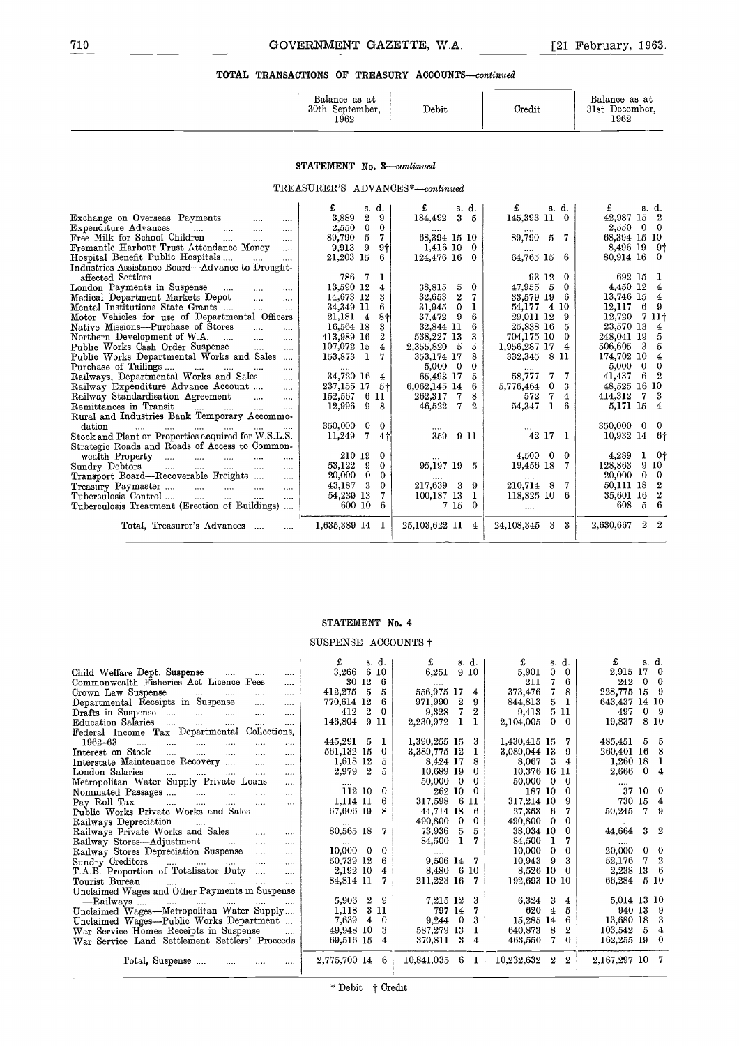## TOTAL TRANSACTIONS OF TREASURY ACCOUNTS—*continued*

### STATEMENT No. 3—*continued*

#### TREASURER'S ADVANCES*—*continued*

| | Balance as at 30th September, 1962 | Debit | Credit | Balance as at 31st December, 1962 |
|---|---|---|---|---|
| | £ s. d. | £ s. d. | £ s. d. | £ s. d. |
| Exchange on Overseas Payments | 3,889 2 9 | 184,492 3 5 | 145,393 11 0 | 42,987 15 2 |
| Expenditure Advances | 2,550 0 0 | .... | .... | 2,550 0 0 |
| Free Milk for School Children | 89,790 5 7 | 68,394 15 10 | 89,790 5 7 | 68,394 15 10 |
| Fremantle Harbour Trust Attendance Money | 9,913 9 9† | 1,416 10 0 | .... | 8,496 19 9† |
| Hospital Benefit Public Hospitals | 21,203 15 6 | 124,476 16 0 | 64,765 15 6 | 80,914 16 0 |
| Industries Assistance Board—Advance to Drought-affected Settlers | 786 7 1 | .... | 93 12 0 | 692 15 1 |
| London Payments in Suspense | 13,590 12 4 | 38,815 5 0 | 47,955 5 0 | 4,450 12 4 |
| Medical Department Markets Depot | 14,673 12 3 | 32,653 2 7 | 33,579 19 6 | 13,746 15 4 |
| Mental Institutions State Grants | 34,349 11 6 | 31,945 0 1 | 54,177 4 10 | 12,117 6 9 |
| Motor Vehicles for use of Departmental Officers | 21,181 4 8† | 37,472 9 6 | 29,011 12 9 | 12,720 7 11† |
| Native Missions—Purchase of Stores | 16,564 18 3 | 32,844 11 6 | 25,838 16 5 | 23,570 13 4 |
| Northern Development of W.A. | 413,989 16 2 | 538,227 13 3 | 704,175 10 0 | 248,041 19 5 |
| Public Works Cash Order Suspense | 107,072 15 4 | 2,355,820 5 5 | 1,956,287 17 4 | 506,605 3 5 |
| Public Works Departmental Works and Sales | 153,873 1 7 | 353,174 17 8 | 332,345 8 11 | 174,702 10 4 |
| Purchase of Tailings | .... | 5,000 0 0 | .... | 5,000 0 0 |
| Railways, Departmental Works and Sales | 34,720 16 4 | 65,493 17 5 | 58,777 7 7 | 41,437 6 2 |
| Railway Expenditure Advance Account | 237,155 17 5† | 6,062,145 14 6 | 5,776,464 0 3 | 48,525 16 10 |
| Railway Standardisation Agreement | 152,567 6 11 | 262,317 7 8 | 572 7 4 | 414,312 7 3 |
| Remittances in Transit | 12,996 9 8 | 46,522 7 2 | 54,347 1 6 | 5,171 15 4 |
| Rural and Industries Bank Temporary Accommodation | 350,000 0 0 | .... | .... | 350,000 0 0 |
| Stock and Plant on Properties acquired for W.S.L.S. | 11,249 7 4† | 359 9 11 | 42 17 1 | 10,932 14 6† |
| Strategic Roads and Roads of Access to Commonwealth Property | 210 19 0 | .... | 4,500 0 0 | 4,289 1 0† |
| Sundry Debtors | 53,122 9 0 | 95,197 19 5 | 19,456 18 7 | 128,863 9 10 |
| Transport Board—Recoverable Freights | 20,000 0 0 | .... | .... | 20,000 0 0 |
| Treasury Paymaster | 43,187 3 0 | 217,639 3 9 | 210,714 8 7 | 50,111 18 2 |
| Tuberculosis Control | 54,239 13 7 | 100,187 13 1 | 118,825 10 6 | 35,601 16 2 |
| Tuberculosis Treatment (Erection of Buildings) | 600 10 6 | 7 15 0 | .... | 608 5 6 |
| Total, Treasurer's Advances | 1,635,389 14 1 | 25,103,622 11 4 | 24,108,345 3 3 | 2,630,667 2 2 |

### STATEMENT No. 4

#### SUSPENSE ACCOUNTS †

| | Balance as at 30th September, 1962 | Debit | Credit | Balance as at 31st December, 1962 |
|---|---|---|---|---|
| | £ s. d. | £ s. d. | £ s. d. | £ s. d. |
| Child Welfare Dept. Suspense | 3,266 6 10 | 6,251 9 10 | 5,901 0 0 | 2,915 17 0 |
| Commonwealth Fisheries Act Licence Fees | 30 12 6 | .... | 211 7 6 | 242 0 0 |
| Crown Law Suspense | 412,275 5 5 | 556,975 17 4 | 373,476 7 8 | 228,775 15 9 |
| Departmental Receipts in Suspense | 770,614 12 6 | 971,990 2 9 | 844,813 5 1 | 643,437 14 10 |
| Drafts in Suspense | 412 2 0 | 9,328 7 2 | 9,413 5 11 | 497 0 9 |
| Education Salaries | 146,804 9 11 | 2,230,972 1 1 | 2,104,005 0 0 | 19,837 8 10 |
| Federal Income Tax Departmental Collections, 1962-63 | 445,291 5 1 | 1,390,255 15 3 | 1,430,415 15 7 | 485,451 5 5 |
| Interest on Stock | 561,132 15 0 | 3,389,775 12 1 | 3,089,044 13 9 | 260,401 16 8 |
| Interstate Maintenance Recovery | 1,618 12 5 | 8,424 17 8 | 8,067 3 4 | 1,260 18 1 |
| London Salaries | 2,979 2 5 | 10,689 19 0 | 10,376 16 11 | 2,666 0 4 |
| Metropolitan Water Supply Private Loans | .... | 50,000 0 0 | 50,000 0 0 | .... |
| Nominated Passages | 112 10 0 | 262 10 0 | 187 10 0 | 37 10 0 |
| Pay Roll Tax | 1,114 11 6 | 317,598 6 11 | 317,214 10 9 | 730 15 4 |
| Public Works Private Works and Sales | 67,606 19 8 | 44,714 18 6 | 27,353 6 7 | 50,245 7 9 |
| Railways Depreciation | .... | 490,800 0 0 | 490,800 0 0 | .... |
| Railways Private Works and Sales | 80,565 18 7 | 73,936 5 5 | 38,034 10 0 | 44,664 3 2 |
| Railway Stores—Adjustment | .... | 84,500 1 7 | 84,500 1 7 | .... |
| Railway Stores Depreciation Suspense | 10,000 0 0 | .... | 10,000 0 0 | 20,000 0 0 |
| Sundry Creditors | 50,739 12 6 | 9,506 14 7 | 10,943 9 3 | 52,176 7 2 |
| T.A.B. Proportion of Totalisator Duty | 2,192 10 4 | 8,480 6 10 | 8,526 10 0 | 2,238 13 6 |
| Tourist Bureau | 84,814 11 7 | 211,223 16 7 | 192,693 10 10 | 66,284 5 10 |
| Unclaimed Wages and Other Payments in Suspense—Railways | 5,906 2 9 | 7,215 12 3 | 6,324 3 4 | 5,014 13 10 |
| Unclaimed Wages—Metropolitan Water Supply | 1,118 3 11 | 797 14 7 | 620 4 5 | 940 13 9 |
| Unclaimed Wages—Public Works Department | 7,639 4 0 | 9,244 0 3 | 15,285 14 6 | 13,680 18 3 |
| War Service Homes Receipts in Suspense | 49,948 10 3 | 587,279 13 1 | 640,873 8 2 | 103,542 5 4 |
| War Service Land Settlement Settlers' Proceeds | 69,516 15 4 | 370,811 3 4 | 463,550 7 0 | 162,255 19 0 |
| Total, Suspense | 2,775,700 14 6 | 10,841,035 6 1 | 10,232,632 2 2 | 2,167,297 10 7 |

\* Debit † Credit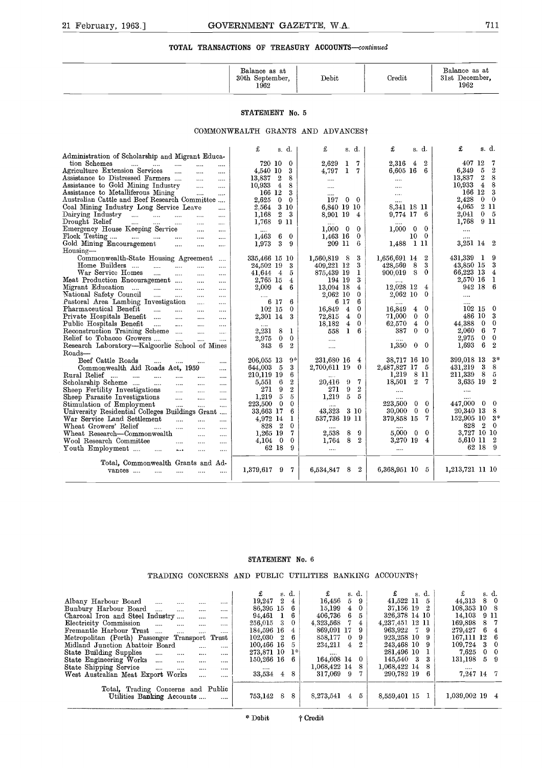## TOTAL TRANSACTIONS OF TREASURY ACCOUNTS—*continued*

### STATEMENT No. 5

#### COMMONWEALTH GRANTS AND ADVANCES†

| | Balance as at 30th September, 1962 | Debit | Credit | Balance as at 31st December, 1962 |
|---|---|---|---|---|
| | £ s. d. | £ s. d. | £ s. d. | £ s. d. |
| Administration of Scholarship and Migrant Education Schemes | 720 10 0 | 2,629 1 7 | 2,316 4 2 | 407 12 7 |
| Agriculture Extension Services | 4,540 10 3 | 4,797 1 7 | 6,605 16 6 | 6,349 5 2 |
| Assistance to Distressed Farmers | 13,837 2 8 | .... | .... | 13,837 2 8 |
| Assistance to Gold Mining Industry | 10,933 4 8 | .... | .... | 10,933 4 8 |
| Assistance to Metalliferous Mining | 166 12 3 | .... | .... | 166 12 3 |
| Australian Cattle and Beef Research Committee | 2,625 0 0 | 197 0 0 | .... | 2,428 0 0 |
| Coal Mining Industry Long Service Leave | 2,564 3 10 | 6,840 19 10 | 8,341 18 11 | 4,065 2 11 |
| Dairying Industry | 1,168 2 3 | 8,901 19 4 | 9,774 17 6 | 2,041 0 5 |
| Drought Relief | 1,768 9 11 | .... | .... | 1,768 9 11 |
| Emergency House Keeping Service | .... | 1,000 0 0 | 1,000 0 0 | .... |
| Flock Testing | 1,463 6 0 | 1,463 16 0 | 10 0 | .... |
| Gold Mining Encouragement | 1,973 3 9 | 209 11 6 | 1,488 1 11 | 3,251 14 2 |
| Housing— | | | | |
| Commonwealth-State Housing Agreement | 335,466 15 10 | 1,560,819 8 3 | 1,656,691 14 2 | 431,339 1 9 |
| Home Builders | 24,502 19 3 | 409,221 12 3 | 428,569 8 3 | 43,850 15 3 |
| War Service Homes | 41,644 4 5 | 875,439 19 1 | 900,019 8 0 | 66,223 13 4 |
| Meat Production Encouragement | 2,765 15 4 | 194 19 3 | .... | 2,570 16 1 |
| Migrant Education | 2,009 4 6 | 13,094 18 4 | 12,028 12 4 | 942 18 6 |
| National Safety Council | .... | 2,062 10 0 | 2,062 10 0 | .... |
| Pastoral Area Lambing Investigation | 6 17 6 | 6 17 6 | .... | .... |
| Pharmaceutical Benefit | 102 15 0 | 16,849 4 0 | 16,849 4 0 | 102 15 0 |
| Private Hospitals Benefit | 2,301 14 3 | 72,815 4 0 | 71,000 0 0 | 486 10 3 |
| Public Hospitals Benefit | .... | 18,182 4 0 | 62,570 4 0 | 44,388 0 0 |
| Reconstruction Training Scheme | 2,231 8 1 | 558 1 6 | 387 0 0 | 2,060 6 7 |
| Relief to Tobacco Growers | 2,975 0 0 | .... | .... | 2,975 0 0 |
| Research Laboratory—Kalgoorlie School of Mines | 343 6 2 | .... | 1,350 0 0 | 1,693 6 2 |
| Roads— | | | | |
| Beef Cattle Roads | 206,055 13 9* | 231,680 16 4 | 38,717 16 10 | 399,018 13 3* |
| Commonwealth Aid Roads Act, 1959 | 644,003 5 3 | 2,700,611 19 0 | 2,487,827 17 5 | 431,219 3 8 |
| Rural Relief | 210,119 19 6 | .... | 1,219 8 11 | 211,339 8 5 |
| Scholarship Scheme | 5,551 6 2 | 20,416 9 7 | 18,501 2 7 | 3,635 19 2 |
| Sheep Fertility Investigations | 271 9 2 | 271 9 2 | .... | .... |
| Sheep Parasite Investigations | 1,219 5 5 | 1,219 5 5 | .... | .... |
| Stimulation of Employment | 223,500 0 0 | .... | 223,500 0 0 | 447,000 0 0 |
| University Residential Colleges Buildings Grant | 33,663 17 6 | 43,323 3 10 | 30,000 0 0 | 20,340 13 8 |
| War Service Land Settlement | 4,972 14 1 | 537,736 19 11 | 379,858 15 7 | 152,905 10 3* |
| Wheat Growers' Relief | 828 2 0 | .... | .... | 828 2 0 |
| Wheat Research—Commonwealth | 1,265 19 7 | 2,538 8 9 | 5,000 0 0 | 3,727 10 10 |
| Wool Research Committee | 4,104 0 0 | 1,764 8 2 | 3,270 19 4 | 5,610 11 2 |
| Youth Employment | 62 18 9 | .... | .... | 62 18 9 |
| Total, Commonwealth Grants and Advances | 1,379,617 9 7 | 6,534,847 8 2 | 6,368,951 10 5 | 1,213,721 11 10 |

### STATEMENT No. 6

#### TRADING CONCERNS AND PUBLIC UTILITIES BANKING ACCOUNTS†

| | Balance as at 30th September, 1962 | Debit | Credit | Balance as at 31st December, 1962 |
|---|---|---|---|---|
| | £ s. d. | £ s. d. | £ s. d. | £ s. d. |
| Albany Harbour Board | 19,247 2 4 | 16,456 5 9 | 41,522 11 5 | 44,313 8 0 |
| Bunbury Harbour Board | 86,395 15 6 | 15,199 4 0 | 37,156 19 2 | 108,353 10 8 |
| Charcoal Iron and Steel Industry | 94,461 1 6 | 406,736 6 5 | 326,378 14 10 | 14,103 9 11 |
| Electricity Commission | 256,015 3 0 | 4,323,568 7 4 | 4,237,451 12 11 | 169,898 8 7 |
| Fremantle Harbour Trust | 184,596 16 4 | 869,091 17 9 | 963,922 7 9 | 279,427 6 4 |
| Metropolitan (Perth) Passenger Transport Trust | 102,030 2 6 | 858,177 0 9 | 923,258 10 9 | 167,111 12 6 |
| Midland Junction Abattoir Board | 100,466 16 5 | 234,211 4 2 | 243,468 10 9 | 109,724 3 0 |
| State Building Supplies | 273,871 10 1* | .... | 281,496 10 1 | 7,625 0 0 |
| State Engineering Works | 150,266 16 6 | 164,608 14 0 | 145,540 3 3 | 131,198 5 9 |
| State Shipping Service | .... | 1,068,422 14 8 | 1,068,422 14 8 | .... |
| West Australian Meat Export Works | 33,534 4 8 | 317,069 9 7 | 290,782 19 6 | 7,247 14 7 |
| Total, Trading Concerns and Public Utilities Banking Accounts | 753,142 8 8 | 8,273,541 4 5 | 8,559,401 15 1 | 1,039,002 19 4 |

\* Debit † Credit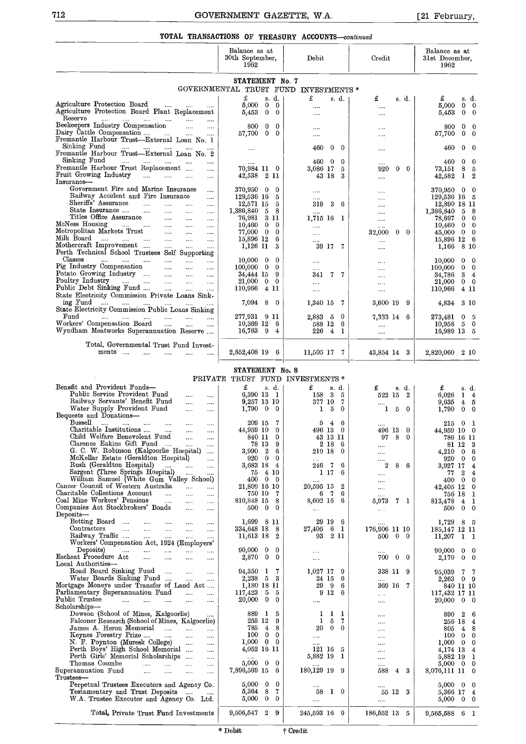## TOTAL TRANSACTIONS OF TREASURY ACCOUNTS—*continued*

### STATEMENT No. 7
#### GOVERNMENTAL TRUST FUND INVESTMENTS *

| | Balance as at 30th September, 1962 | Debit | Credit | Balance as at 31st December, 1962 |
|---|---|---|---|---|
| | £ s. d. | £ s. d. | £ s. d. | £ s. d. |
| Agriculture Protection Board | 5,000 0 0 | .... | .... | 5,000 0 0 |
| Agriculture Protection Board Plant Replacement Reserve | 5,453 0 0 | .... | .... | 5,453 0 0 |
| Beekeepers Industry Compensation | 800 0 0 | .... | .... | 800 0 0 |
| Dairy Cattle Compensation | 57,700 0 0 | .... | .... | 57,700 0 0 |
| Fremantle Harbour Trust—External Loan No. 1 Sinking Fund | .... | 460 0 0 | .... | 460 0 0 |
| Fremantle Harbour Trust—External Loan No. 2 Sinking Fund | .... | 460 0 0 | .... | 460 0 0 |
| Fremantle Harbour Trust Replacement | 70,984 11 0 | 3,086 17 5 | 920 0 0 | 73,151 8 5 |
| Fruit Growing Industry | 42,538 2 11 | 43 18 3 | .... | 42,582 1 2 |
| Insurance— | | | | |
| Government Fire and Marine Insurance | 370,950 0 0 | .... | .... | 370,950 0 0 |
| Railway Accident and Fire Insurance | 129,536 16 5 | .... | .... | 129,536 16 5 |
| Sheriffs' Assurance | 12,571 15 5 | 319 3 6 | .... | 12,890 18 11 |
| State Insurance | 1,386,840 5 8 | .... | .... | 1,386,840 5 8 |
| Titles Office Assurance | 76,981 3 11 | 1,715 16 1 | .... | 78,697 0 0 |
| McNess Housing | 10,460 0 0 | .... | .... | 10,460 0 0 |
| Metropolitan Markets Trust | 77,000 0 0 | .... | 32,000 0 0 | 45,000 0 0 |
| Milk Board | 15,896 12 6 | .... | .... | 15,896 12 6 |
| Mothercraft Improvement | 1,126 11 3 | 39 17 7 | .... | 1,166 8 10 |
| Perth Technical School Trustees Self Supporting Classes | 10,000 0 0 | .... | .... | 10,000 0 0 |
| Pig Industry Compensation | 100,000 0 0 | .... | .... | 100,000 0 0 |
| Potato Growing Industry | 34,444 15 9 | 341 7 7 | .... | 34,786 3 4 |
| Poultry Industry | 21,000 0 0 | .... | .... | 21,000 0 0 |
| Public Debt Sinking Fund | 110,966 4 11 | .... | .... | 110,966 4 11 |
| State Electricity Commission Private Loans Sinking Fund | 7,094 8 0 | 1,340 15 7 | 3,600 19 9 | 4,834 3 10 |
| State Electricity Commission Public Loans Sinking Fund | 277,931 9 11 | 2,883 5 0 | 7,333 14 6 | 273,481 0 5 |
| Workers' Compensation Board | 10,369 12 6 | 588 12 6 | .... | 10,958 5 0 |
| Wyndham Meatworks Superannuation Reserve | 16,763 9 4 | 226 4 1 | .... | 16,989 13 5 |
| Total, Governmental Trust Fund Investments | 2,852,408 19 6 | 11,505 17 7 | 43,854 14 3 | 2,820,060 2 10 |

### STATEMENT No. 8
#### PRIVATE TRUST FUND INVESTMENTS *

| | Balance as at 30th September, 1962 | Debit | Credit | Balance as at 31st December, 1962 |
|---|---|---|---|---|
| | £ s. d. | £ s. d. | £ s. d. | £ s. d. |
| Benefit and Provident Funds— | | | | |
| Public Service Provident Fund | 6,390 13 1 | 158 3 5 | 522 15 2 | 6,026 1 4 |
| Railway Servants' Benefit Fund | 9,257 13 10 | 377 10 7 | .... | 9,635 4 5 |
| Water Supply Provident Fund | 1,790 0 0 | 1 5 0 | 1 5 0 | 1,790 0 0 |
| Bequests and Donations— | | | | |
| Bussell | 209 15 7 | 5 4 6 | .... | 215 0 1 |
| Charitable Institutions | 44,959 10 0 | 496 13 0 | 496 13 0 | 44,959 10 0 |
| Child Welfare Benevolent Fund | 840 11 0 | 43 13 11 | 97 8 0 | 786 16 11 |
| Clarence Eakins Gift Fund | 78 13 9 | 2 18 6 | .... | 81 12 3 |
| G. C. W. Robinson (Kalgoorlie Hospital) | 3,990 2 6 | 219 18 0 | .... | 4,210 0 6 |
| McKellar Estate (Geraldton Hospital) | 920 0 0 | .... | .... | 920 0 0 |
| Rush (Geraldton Hospital) | 3,683 18 4 | 246 7 6 | 2 8 6 | 3,927 17 4 |
| Sargent (Three Springs Hospital) | 75 4 10 | 1 17 6 | .... | 77 2 4 |
| William Samuel (White Gum Valley School) | 400 0 0 | .... | .... | 400 0 0 |
| Cancer Council of Western Australia | 21,809 16 10 | 20,595 15 2 | .... | 42,405 12 0 |
| Charitable Collections Account | 750 10 7 | 6 7 6 | .... | 756 18 1 |
| Coal Mine Workers' Pensions | 810,848 15 8 | 8,602 15 6 | 5,973 7 1 | 813,478 4 1 |
| Companies Act Stockbrokers' Bonds | 500 0 0 | .... | .... | 500 0 0 |
| Deposits— | | | | |
| Betting Board | 1,699 8 11 | 29 19 6 | .... | 1,729 8 5 |
| Contractors | 334,648 18 8 | 27,405 6 1 | 176,906 11 10 | 185,147 12 11 |
| Railway Traffic | 11,613 18 2 | 93 2 11 | 500 0 0 | 11,207 1 1 |
| Workers' Compensation Act, 1924 (Employers' Deposits) | 90,000 0 0 | .... | .... | 90,000 0 0 |
| Escheat Procedure Act | 2,870 0 0 | .... | 700 0 0 | 2,170 0 0 |
| Local Authorities— | | | | |
| Road Board Sinking Fund | 94,350 1 7 | 1,027 17 9 | 338 11 9 | 95,039 7 7 |
| Water Boards Sinking Fund | 2,238 5 3 | 24 15 6 | .... | 2,263 0 9 |
| Mortgage Moneys under Transfer of Land Act | 1,180 18 11 | 29 9 6 | 369 16 7 | 840 11 10 |
| Parliamentary Superannuation Fund | 117,423 5 5 | 9 12 6 | .... | 117,432 17 11 |
| Public Trustee | 20,000 0 0 | .... | .... | 20,000 0 0 |
| Scholarships— | | | | |
| Dowson (School of Mines, Kalgoorlie) | 889 1 5 | 1 1 1 | .... | 890 2 6 |
| Falconer Research (School of Mines, Kalgoorlie) | 255 12 9 | 1 5 7 | .... | 256 18 4 |
| James A. Heron Memorial | 785 4 8 | 20 0 0 | .... | 805 4 8 |
| Keynes Forestry Prize | 100 0 0 | .... | .... | 100 0 0 |
| N. F. Poynton (Muresk College) | 1,000 0 0 | .... | .... | 1,000 0 0 |
| Perth Boys' High School Memorial | 4,052 16 11 | 121 16 5 | .... | 4,174 13 4 |
| Perth Girls' Memorial Scholarships | .... | 5,882 19 1 | .... | 5,882 19 1 |
| Thomas Coombe | 5,000 0 0 | .... | .... | 5,000 0 0 |
| Superannuation Fund | 7,896,569 15 6 | 180,129 19 9 | 588 4 3 | 8,076,111 11 0 |
| Trustees— | | | | |
| Perpetual Trustees Executors and Agency Co. | 5,000 0 0 | .... | .... | 5,000 0 0 |
| Testamentary and Trust Deposits | 5,364 8 7 | 58 1 0 | 55 12 3 | 5,366 17 4 |
| W.A. Trustee Executor and Agency Co. Ltd. | 5,000 0 0 | .... | .... | 5,000 0 0 |
| Total, Private Trust Fund Investments | 9,506,547 2 9 | 245,593 16 9 | 186,552 13 5 | 9,565,588 6 1 |

\* Debit † Credit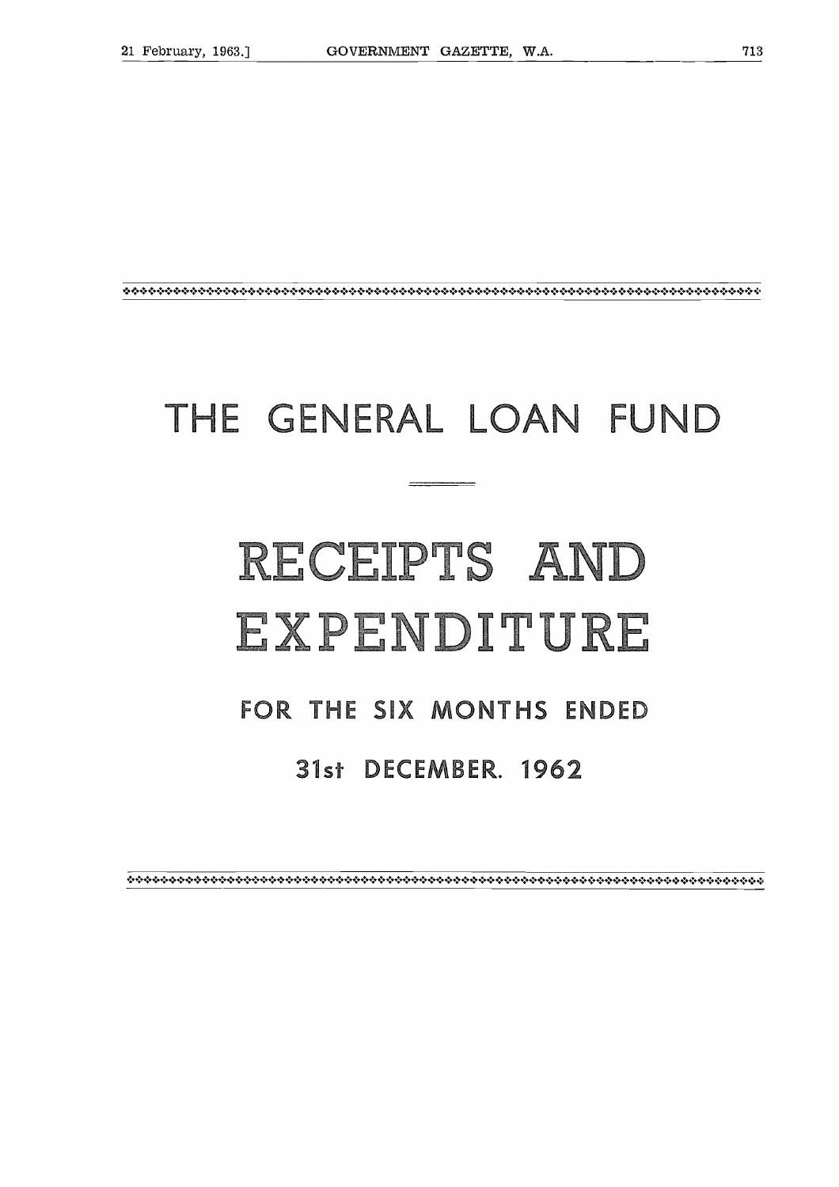# THE GENERAL LOAN FUND

# RECEIPTS AND EXPENDITURE

## FOR THE SIX MONTHS ENDED

## 31st DECEMBER. 1962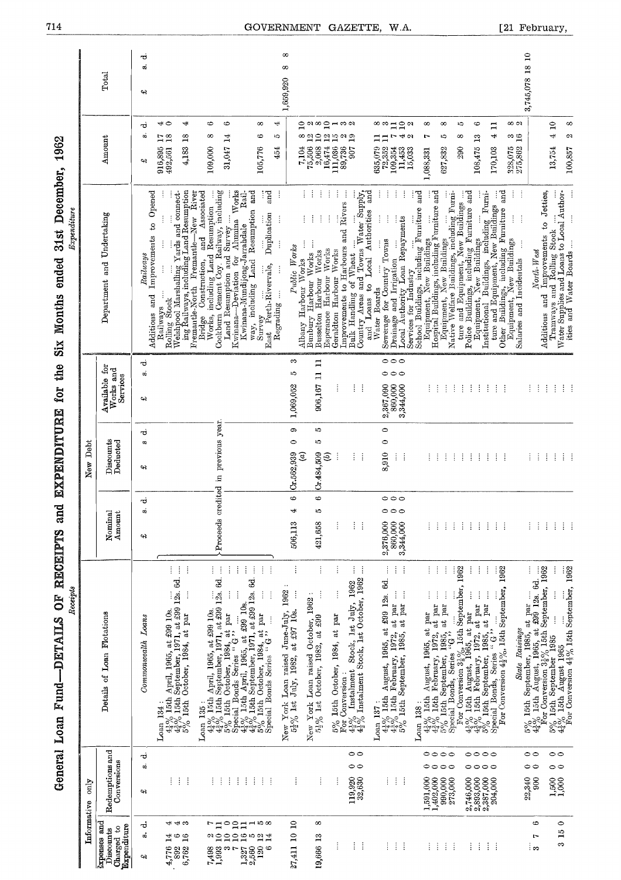# General Loan Fund—DETAILS OF RECEIPTS and EXPENDITURE for the Six Months ended 31st December, 1962

## Receipts

| Informative only: Expenses and Discounts Charged to Expenditure £ s. d. | Informative only: Redemptions and Conversions £ s. d. | Details of Loan Flotations | New Debt: Nominal Amount £ s. d. | New Debt: Discounts Deducted £ s. d. | Available for Works and Services £ s. d. |
|---|---|---|---|---|---|
| | | *Commonwealth Loans* | | | |
| | | Loan 134: | | | |
| 4,776 14 4 | ... | 4½% 15th April, 1965, at £99 10s. ... | Proceeds credited in previous year | | |
| 892 6 4 | ... | 4¾% 15th September, 1971, at £99 12s. 6d. ... | | | |
| 6,762 16 3 | ... | 5% 15th October, 1984, at par ... | | | |
| | | Loan 135: | | | |
| 7,498 2 7 | ... | 4½% 15th April, 1965, at £99 10s. ... | | | |
| 1,993 10 11 | ... | 4¾% 15th September, 1971, at £99 12s. 6d ... | | | |
| 3 10 0 | ... | 5% 15th October, 1984, at par ... | | | |
| 7 10 10 | ... | Special Bonds Series "G" ... | | | |
| 1,327 16 11 | ... | 4½% 15th April, 1965, at £99 10s. ... | | | |
| 2,560 5 1 | ... | 4¾% 15th September, 1971, at £99 12s. 6d ... | | | |
| 120 12 5 | ... | 5% 15th October, 1984, at par ... | | | |
| 6 14 8 | ... | Special Bonds Series "G" ... | | | |
| | | New York Loan raised June-July, 1962: | | | |
| 27,411 10 10 | ... | 5½% 1st July, 1982, at £97 10s. ... | 506,113 4 6 | Cr.562,939 0 9 (a) | 1,069,052 5 3 |
| | | New York Loan raised October, 1962: | | | |
| 19,666 13 8 | ... | 5½% 1st October, 1982, at £99 ... | 421,658 5 6 | Cr.484,509 5 5 (b) | 906,167 11 11 |
| ... | ... | 5% 15th October, 1984, at par ... | ... | ... | ... |
| | | For Conversion: | | | |
| ... | 119,920 0 0 | 4½% Instalment Stock, 1st July, 1962 ... | ... | ... | ... |
| ... | 32,630 0 0 | 4½% Instalment Stock, 1st October, 1962 ... | ... | ... | ... |
| | | Loan 137: | | | |
| ... | ... | 4¼% 15th August, 1965, at £99 12s. 6d. ... | 2,376,000 0 0 | 8,910 0 0 | 2,367,090 0 0 |
| ... | ... | 4¾% 15th February, 1972, at par ... | 860,000 0 0 | ... | 860,000 0 0 |
| ... | ... | 5% 15th September, 1985, at par ... | 3,344,000 0 0 | ... | 3,344,000 0 0 |
| | | Loan 138: | | | |
| ... | 1,591,000 0 0 | 4¼% 15th August, 1965, at par ... | ... | ... | ... |
| ... | 1,402,000 0 0 | 4¾% 15th February, 1972, at par ... | ... | ... | ... |
| ... | 990,000 0 0 | 5% 15th September, 1985, at par ... | ... | ... | ... |
| ... | 273,000 0 0 | Special Bonds, Series "G" ... | ... | ... | ... |
| | | For Conversion 3⅞% 15th September, 1962 | | | |
| ... | 2,746,000 0 0 | 4¼% 15th August, 1965, at par ... | ... | ... | ... |
| ... | 2,893,000 0 0 | 4¾% 15th February, 1972, at par ... | ... | ... | ... |
| ... | 2,387,000 0 0 | 5% 15th September, 1985, at par ... | ... | ... | ... |
| ... | 204,000 0 0 | Special Bonds, Series "G" ... | ... | ... | ... |
| | | For Conversion 4¼% 15th September, 1962 | | | |
| | | *State Raisings* | | | |
| ... | 22,340 0 0 | 5% 15th September, 1985, at par ... | ... | ... | ... |
| 3 7 6 | 900 0 0 | 4¼% 15th August, 1965, at £99 12s. 6d. ... | ... | ... | ... |
| | | For Conversion 3⅞% 15th September, 1962 | | | |
| 3 15 0 | 1,500 0 0 | 5% 15th September 1985 ... | ... | ... | ... |
| | 1,000 0 0 | 4¼% 15th August 1965 ... | ... | ... | ... |
| | | For Conversion 4¼% 15th September, 1962 | | | |

## Expenditure

| Department and Undertaking | Amount £ s. d. | Total £ s. d. |
|---|---|---|
| *Railways* | | |
| Additions and Improvements to Opened Railways ... | 916,895 17 4 | |
| Rolling Stock ... | 492,561 18 0 | |
| Welshpool Marshalling Yards and connecting Railways, including Land Resumption | 4,183 18 4 | |
| Fremantle-North Fremantle—New River Bridge Construction, and Associated Works, including Land Resumption | 109,000 8 6 | |
| Cockburn Cement Coy. Railway, including Land Resumption and Survey ... | 31,047 14 6 | |
| Kwinana—Deviation for Alumina Works | | |
| Kwinana-Mundijong-Jarrahdale Railway, including Land Resumption and Survey ... | 105,776 6 8 | |
| East Perth-Riverdale, Duplication and Regrading ... | 454 5 4 | 1,659,920 8 8 |
| *Public Works* | | |
| Albany Harbour Works ... | 7,104 8 10 | |
| Bunbury Harbour Works ... | 75,506 12 2 | |
| Busselton Harbour Works ... | 2,068 10 8 | |
| Esperance Harbour Works ... | 16,474 12 10 | |
| Geraldton Harbour Works ... | 111,036 15 1 | |
| Improvements to Harbours and Rivers ... | 89,736 2 3 | |
| Bulk Handling of Wheat ... | 907 19 2 | |
| Country Areas and Towns Water Supply, and Loans to Local Authorities and Water Boards ... | 635,079 11 8 | |
| Sewerage for Country Towns ... | 72,352 11 3 | |
| Drainage and Irrigation ... | 109,354 7 11 | |
| Local Authority Loan Repayments ... | 11,453 4 10 | |
| Services for Industry ... | 15,033 2 2 | |
| School Buildings, including Furniture and Equipment, New Buildings | 1,088,331 7 8 | |
| Hospital Buildings, including Furniture and Equipment, New Buildings ... | 627,832 5 8 | |
| Native Welfare Buildings, including Furniture and Equipment, New Buildings ... | 290 8 5 | |
| Police Buildings, including Furniture and Equipment, New Buildings ... | 105,475 13 6 | |
| Institutional Buildings, including Furniture and Equipment, New Buildings ... | 170,103 4 11 | |
| Other Buildings, including Furniture and Equipment, New Buildings ... | 328,075 3 8 | |
| Salaries and Incidentals ... | 275,862 16 2 | 3,745,078 18 10 |
| *North-West* | | |
| Additions and Improvements to Jetties, Tramways and Rolling Stock ... | 13,754 4 10 | |
| Water Supplies and Loans to Local Authorities and Water Boards ... | 100,857 2 8 | |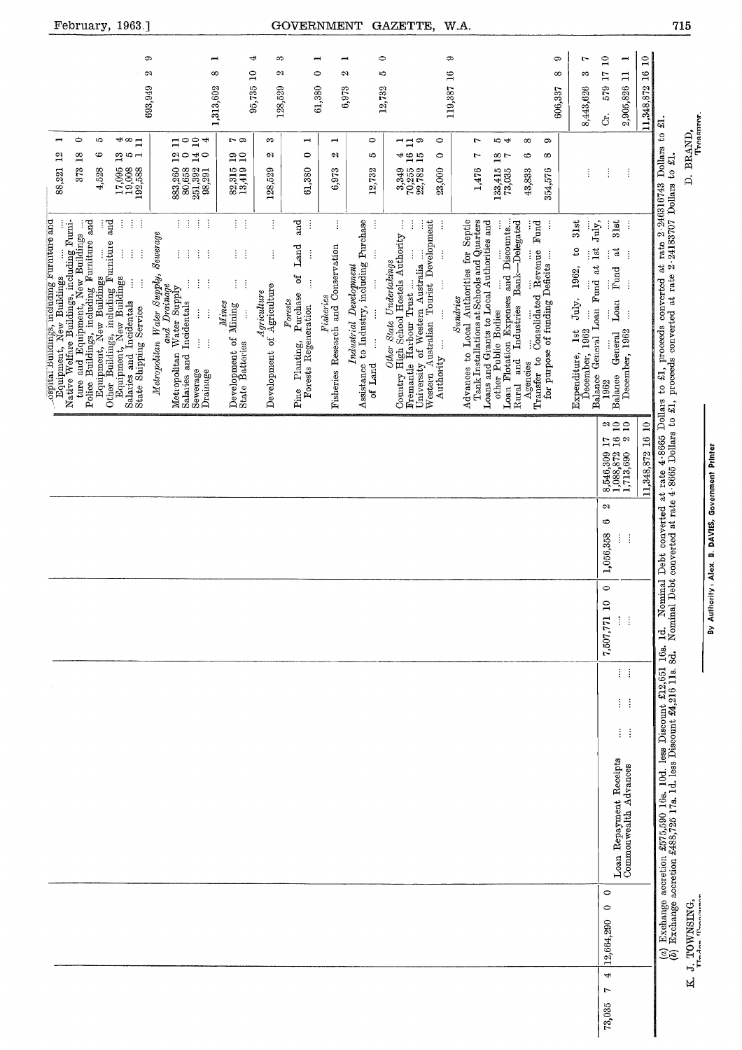| | | | | | |
|---|---|---|---|---|---|
| | 73,035 7 4 | 12,664,290 0 0 | 7,507,771 10 0 | 1,056,358 6 2 | 8,546,309 17 2 |
| Loan Repayment Receipts ... ... ... | | | | | 1,088,872 16 10 |
| Commonwealth Advances ... ... ... | | | | | 1,713,690 2 10 |
| | | | | | 11,348,872 16 10 |

| | | |
|---|---|---|
| Hospital Buildings, including Furniture and Equipment, New Buildings ... | 88,221 12 1 | |
| Native Welfare Buildings, including Furniture and Equipment, New Buildings ... | 373 18 0 | |
| Police Buildings, including Furniture and Equipment, New Buildings ... | 4,528 6 5 | |
| Other Buildings, including Furniture and Equipment, New Buildings ... | 17,095 13 4 | |
| Salaries and Incidentals ... ... | 19,008 5 8 | |
| State Shipping Service ... ... | 192,588 1 11 | |
| | | 693,949 2 9 |
| *Metropolitan Water Supply, Sewerage and Drainage* | | |
| Metropolitan Water Supply ... ... | 883,260 12 11 | |
| Salaries and Incidentals ... ... | 80,658 0 0 | |
| Sewerage ... ... ... | 251,392 14 10 | |
| Drainage ... ... ... | 98,291 0 4 | |
| | | 1,313,602 8 1 |
| *Mines* | | |
| Development of Mining ... ... | 82,315 19 7 | |
| State Batteries ... ... | 13,419 10 9 | |
| | | 95,735 10 4 |
| *Agriculture* | | |
| Development of Agriculture ... ... | 128,529 2 3 | 128,529 2 3 |
| *Forests* | | |
| Pine Planting, Purchase of Land and Forests Regeneration ... ... | 61,380 0 1 | 61,380 0 1 |
| *Fisheries* | | |
| Fisheries Research and Conservation ... | 6,973 2 1 | 6,973 2 1 |
| *Industrial Development* | | |
| Assistance to Industry, including Purchase of Land ... ... | 12,732 5 0 | 12,732 5 0 |
| *Other State Undertakings* | | |
| Country High School Hostels Authority ... | 3,349 4 1 | |
| Fremantle Harbour Trust ... ... | 70,255 16 11 | |
| University of Western Australia ... | 22,782 15 11 | |
| Western Australian Tourist Development Authority ... ... ... | 23,000 0 0 | |
| | | 119,387 16 9 |
| *Sundries* | | |
| Advances to Local Authorities for Septic Tank Installations at Schools and Quarters | 1,476 7 7 | |
| Loans and Grants to Local Authorities and other Public Bodies ... ... | 133,415 18 5 | |
| Loan Flotation Expenses and Discounts... | 73,035 7 4 | |
| Rural and Industries Bank—Delegated Agencies ... ... ... | 43,833 6 8 | |
| Transfer to Consolidated Revenue Fund for purpose of funding Deficits ... | 354,576 8 9 | |
| | | 606,337 8 9 |
| Expenditure, 1st July, 1962, to 31st December, 1962 ... ... | ... | 8,443,626 3 7 |
| Balance General Loan Fund at 1st July, 1962 ... ... ... | ... | Cr. 579 17 10 |
| Balance General Loan Fund at 31st December, 1962 ... ... | ... | 2,905,826 11 1 |
| | | 11,348,872 16 10 |

(*a*) Exchange accretion £575,590 16s. 10d. less Discount £12,651 16s. 1d. Nominal Debt converted at rate 4·8665 Dollars to £1, proceeds converted at rate 2·24631743 Dollars to £1.
(*b*) Exchange accretion £488,725 17s. 1d. less Discount £4,216 11s. 8d. Nominal Debt converted at rate 4·8665 Dollars to £1, proceeds converted at rate 2·24183707 Dollars to £1.

K. J. TOWNSING,
Under Treasurer.

D. BRAND,
Treasurer.

By Authority: Alex. B. DAVIES, Government Printer